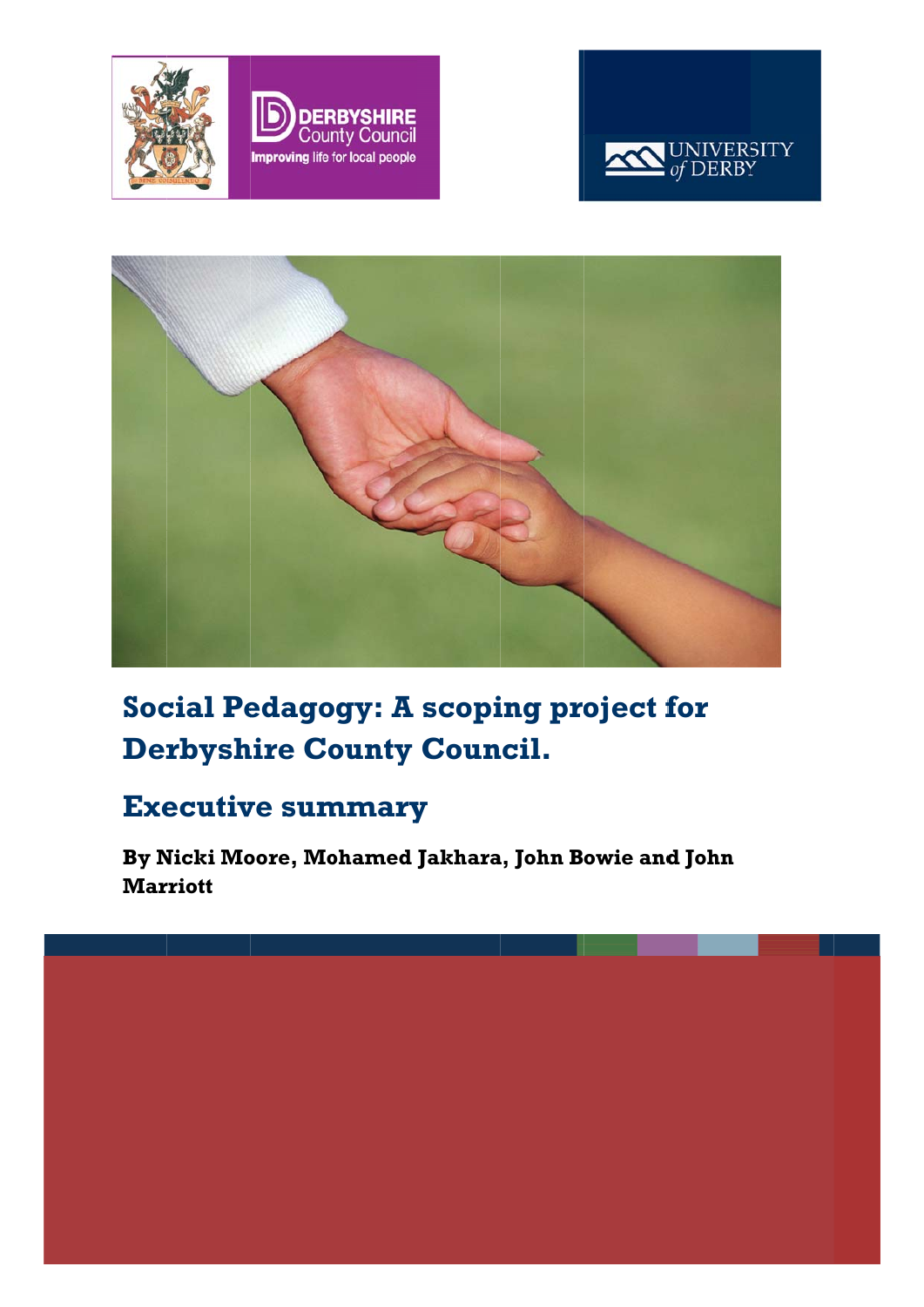DERBYSHIRE County Council
Improving life for local people

UNIVERSITY of DERBY

# Social Pedagogy: A scoping project for Derbyshire County Council.

## Executive summary

**By Nicki Moore, Mohamed Jakhara, John Bowie and John Marriott**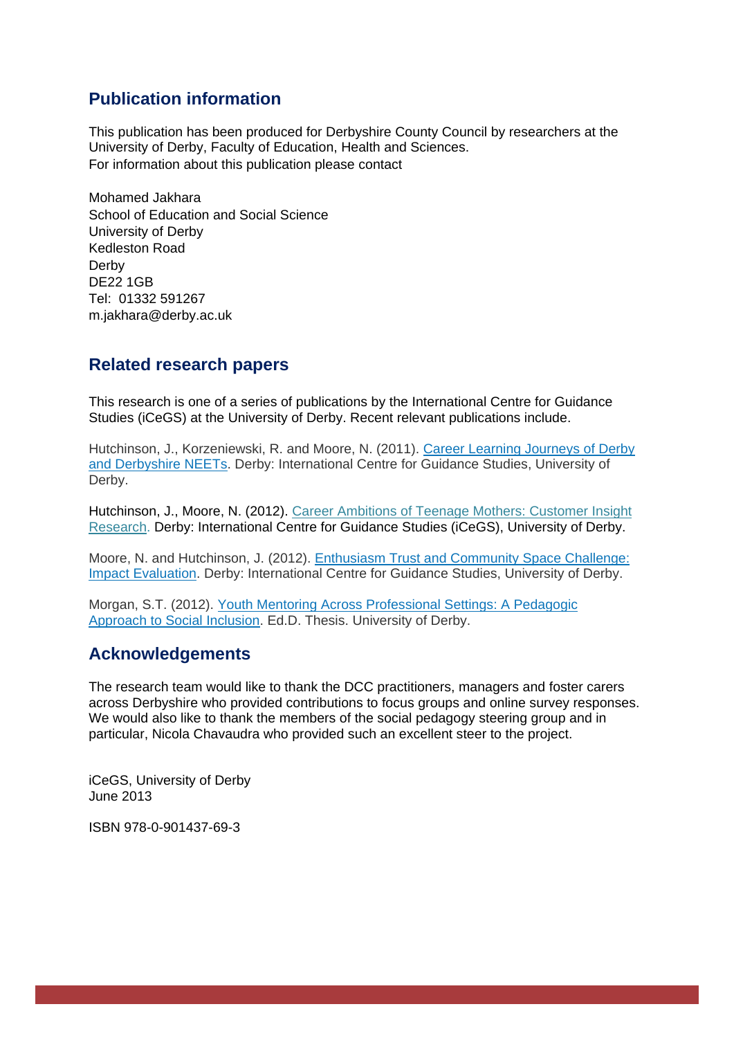## Publication information

This publication has been produced for Derbyshire County Council by researchers at the University of Derby, Faculty of Education, Health and Sciences.
For information about this publication please contact

Mohamed Jakhara
School of Education and Social Science
University of Derby
Kedleston Road
Derby
DE22 1GB
Tel: 01332 591267
m.jakhara@derby.ac.uk

## Related research papers

This research is one of a series of publications by the International Centre for Guidance Studies (iCeGS) at the University of Derby. Recent relevant publications include.

Hutchinson, J., Korzeniewski, R. and Moore, N. (2011). Career Learning Journeys of Derby and Derbyshire NEETs. Derby: International Centre for Guidance Studies, University of Derby.

Hutchinson, J., Moore, N. (2012). Career Ambitions of Teenage Mothers: Customer Insight Research. Derby: International Centre for Guidance Studies (iCeGS), University of Derby.

Moore, N. and Hutchinson, J. (2012). Enthusiasm Trust and Community Space Challenge: Impact Evaluation. Derby: International Centre for Guidance Studies, University of Derby.

Morgan, S.T. (2012). Youth Mentoring Across Professional Settings: A Pedagogic Approach to Social Inclusion. Ed.D. Thesis. University of Derby.

## Acknowledgements

The research team would like to thank the DCC practitioners, managers and foster carers across Derbyshire who provided contributions to focus groups and online survey responses. We would also like to thank the members of the social pedagogy steering group and in particular, Nicola Chavaudra who provided such an excellent steer to the project.

iCeGS, University of Derby
June 2013

ISBN 978-0-901437-69-3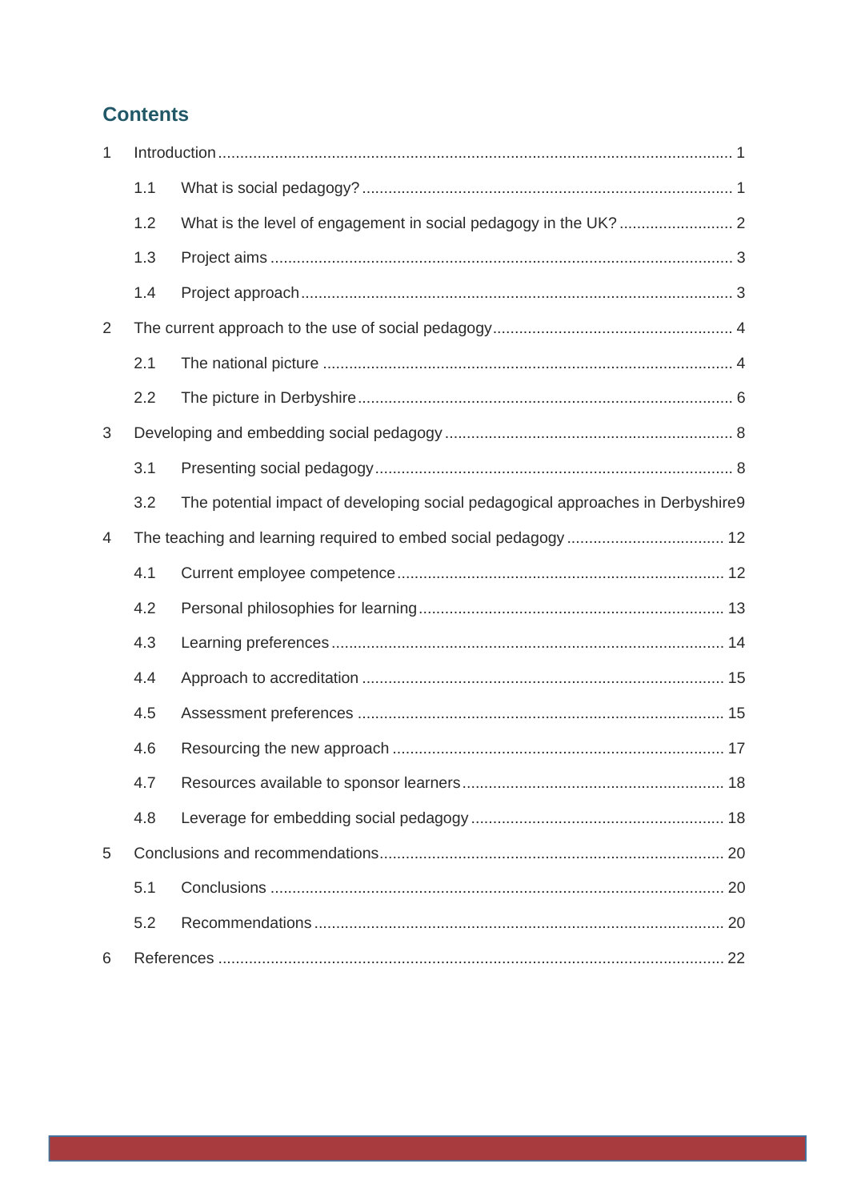## Contents

1 Introduction ..... 1

- 1.1 What is social pedagogy? ..... 1
- 1.2 What is the level of engagement in social pedagogy in the UK? ..... 2
- 1.3 Project aims ..... 3
- 1.4 Project approach ..... 3

2 The current approach to the use of social pedagogy ..... 4

- 2.1 The national picture ..... 4
- 2.2 The picture in Derbyshire ..... 6

3 Developing and embedding social pedagogy ..... 8

- 3.1 Presenting social pedagogy ..... 8
- 3.2 The potential impact of developing social pedagogical approaches in Derbyshire ..... 9

4 The teaching and learning required to embed social pedagogy ..... 12

- 4.1 Current employee competence ..... 12
- 4.2 Personal philosophies for learning ..... 13
- 4.3 Learning preferences ..... 14
- 4.4 Approach to accreditation ..... 15
- 4.5 Assessment preferences ..... 15
- 4.6 Resourcing the new approach ..... 17
- 4.7 Resources available to sponsor learners ..... 18
- 4.8 Leverage for embedding social pedagogy ..... 18

5 Conclusions and recommendations ..... 20

- 5.1 Conclusions ..... 20
- 5.2 Recommendations ..... 20

6 References ..... 22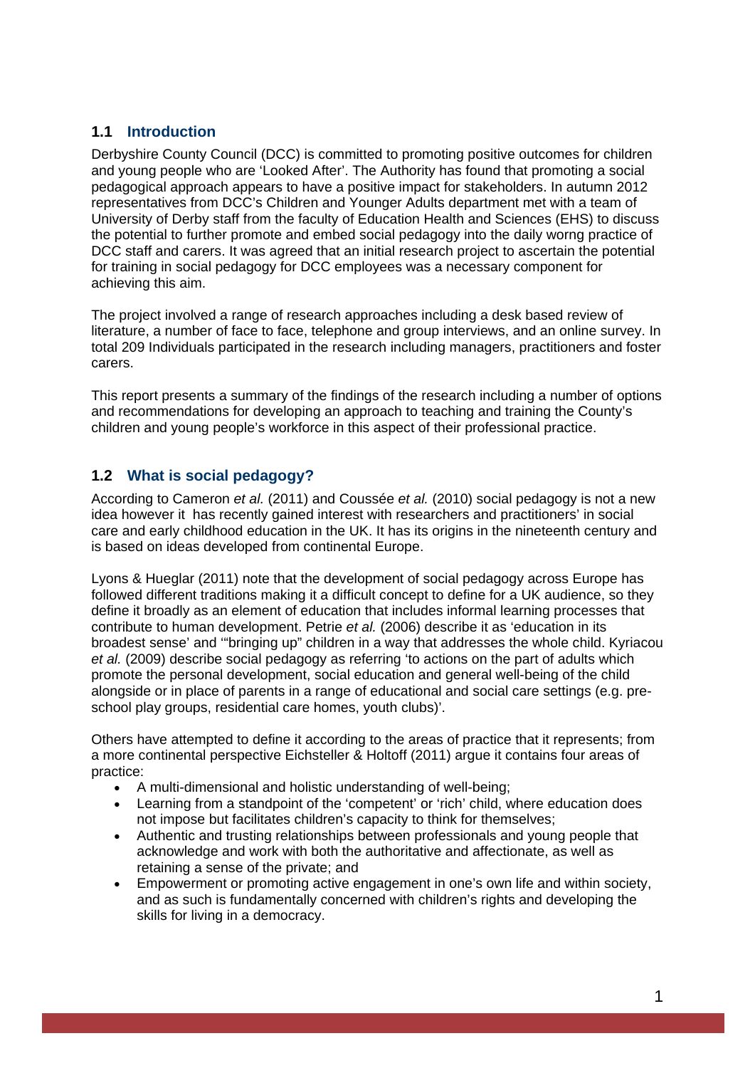## 1.1 Introduction

Derbyshire County Council (DCC) is committed to promoting positive outcomes for children and young people who are 'Looked After'. The Authority has found that promoting a social pedagogical approach appears to have a positive impact for stakeholders. In autumn 2012 representatives from DCC's Children and Younger Adults department met with a team of University of Derby staff from the faculty of Education Health and Sciences (EHS) to discuss the potential to further promote and embed social pedagogy into the daily worng practice of DCC staff and carers. It was agreed that an initial research project to ascertain the potential for training in social pedagogy for DCC employees was a necessary component for achieving this aim.

The project involved a range of research approaches including a desk based review of literature, a number of face to face, telephone and group interviews, and an online survey. In total 209 Individuals participated in the research including managers, practitioners and foster carers.

This report presents a summary of the findings of the research including a number of options and recommendations for developing an approach to teaching and training the County's children and young people's workforce in this aspect of their professional practice.

## 1.2 What is social pedagogy?

According to Cameron *et al.* (2011) and Coussée *et al.* (2010) social pedagogy is not a new idea however it has recently gained interest with researchers and practitioners' in social care and early childhood education in the UK. It has its origins in the nineteenth century and is based on ideas developed from continental Europe.

Lyons & Hueglar (2011) note that the development of social pedagogy across Europe has followed different traditions making it a difficult concept to define for a UK audience, so they define it broadly as an element of education that includes informal learning processes that contribute to human development. Petrie *et al.* (2006) describe it as 'education in its broadest sense' and '"bringing up" children in a way that addresses the whole child. Kyriacou *et al.* (2009) describe social pedagogy as referring 'to actions on the part of adults which promote the personal development, social education and general well-being of the child alongside or in place of parents in a range of educational and social care settings (e.g. pre-school play groups, residential care homes, youth clubs)'.

Others have attempted to define it according to the areas of practice that it represents; from a more continental perspective Eichsteller & Holtoff (2011) argue it contains four areas of practice:

- A multi-dimensional and holistic understanding of well-being;
- Learning from a standpoint of the 'competent' or 'rich' child, where education does not impose but facilitates children's capacity to think for themselves;
- Authentic and trusting relationships between professionals and young people that acknowledge and work with both the authoritative and affectionate, as well as retaining a sense of the private; and
- Empowerment or promoting active engagement in one's own life and within society, and as such is fundamentally concerned with children's rights and developing the skills for living in a democracy.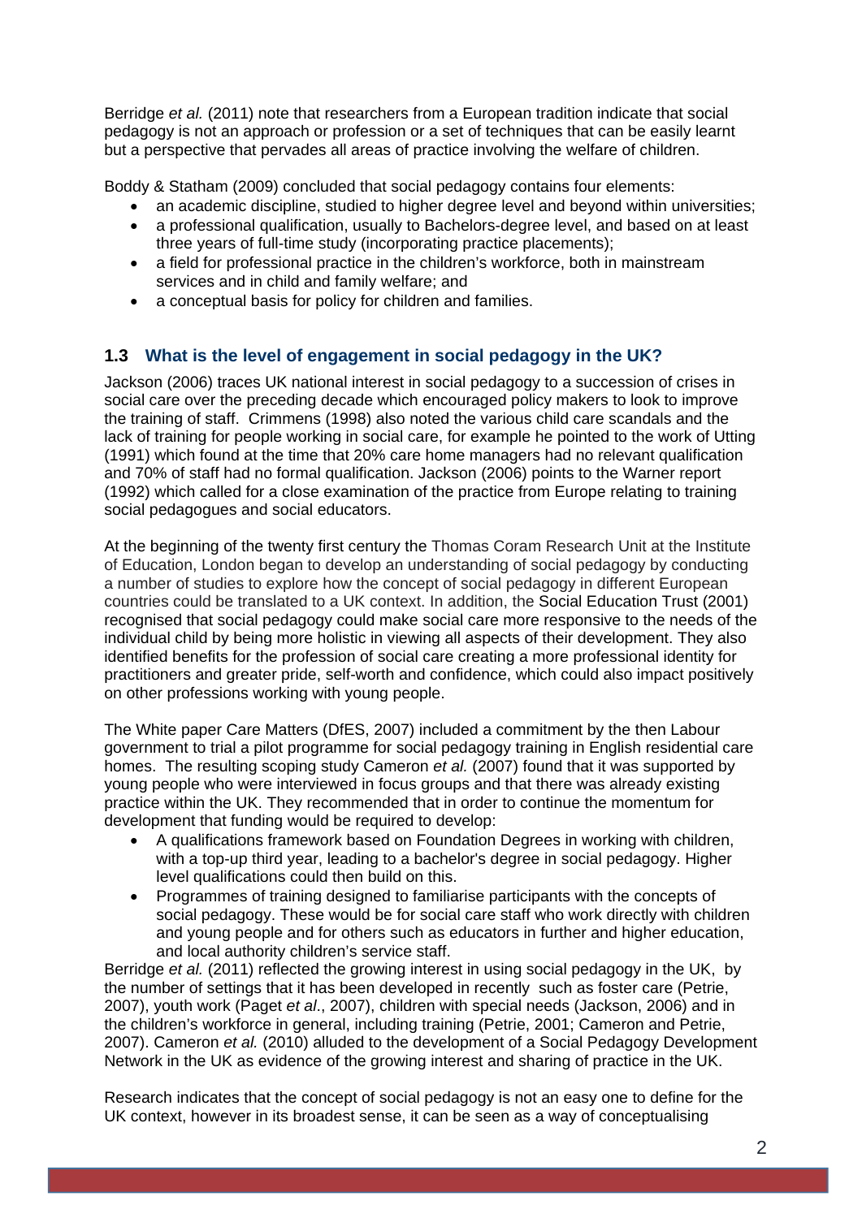Berridge *et al.* (2011) note that researchers from a European tradition indicate that social pedagogy is not an approach or profession or a set of techniques that can be easily learnt but a perspective that pervades all areas of practice involving the welfare of children.

Boddy & Statham (2009) concluded that social pedagogy contains four elements:

- an academic discipline, studied to higher degree level and beyond within universities;
- a professional qualification, usually to Bachelors-degree level, and based on at least three years of full-time study (incorporating practice placements);
- a field for professional practice in the children's workforce, both in mainstream services and in child and family welfare; and
- a conceptual basis for policy for children and families.

### 1.3 What is the level of engagement in social pedagogy in the UK?

Jackson (2006) traces UK national interest in social pedagogy to a succession of crises in social care over the preceding decade which encouraged policy makers to look to improve the training of staff. Crimmens (1998) also noted the various child care scandals and the lack of training for people working in social care, for example he pointed to the work of Utting (1991) which found at the time that 20% care home managers had no relevant qualification and 70% of staff had no formal qualification. Jackson (2006) points to the Warner report (1992) which called for a close examination of the practice from Europe relating to training social pedagogues and social educators.

At the beginning of the twenty first century the Thomas Coram Research Unit at the Institute of Education, London began to develop an understanding of social pedagogy by conducting a number of studies to explore how the concept of social pedagogy in different European countries could be translated to a UK context. In addition, the Social Education Trust (2001) recognised that social pedagogy could make social care more responsive to the needs of the individual child by being more holistic in viewing all aspects of their development. They also identified benefits for the profession of social care creating a more professional identity for practitioners and greater pride, self-worth and confidence, which could also impact positively on other professions working with young people.

The White paper Care Matters (DfES, 2007) included a commitment by the then Labour government to trial a pilot programme for social pedagogy training in English residential care homes. The resulting scoping study Cameron *et al.* (2007) found that it was supported by young people who were interviewed in focus groups and that there was already existing practice within the UK. They recommended that in order to continue the momentum for development that funding would be required to develop:

- A qualifications framework based on Foundation Degrees in working with children, with a top-up third year, leading to a bachelor's degree in social pedagogy. Higher level qualifications could then build on this.
- Programmes of training designed to familiarise participants with the concepts of social pedagogy. These would be for social care staff who work directly with children and young people and for others such as educators in further and higher education, and local authority children's service staff.

Berridge *et al.* (2011) reflected the growing interest in using social pedagogy in the UK, by the number of settings that it has been developed in recently such as foster care (Petrie, 2007), youth work (Paget *et al*., 2007), children with special needs (Jackson, 2006) and in the children's workforce in general, including training (Petrie, 2001; Cameron and Petrie, 2007). Cameron *et al.* (2010) alluded to the development of a Social Pedagogy Development Network in the UK as evidence of the growing interest and sharing of practice in the UK.

Research indicates that the concept of social pedagogy is not an easy one to define for the UK context, however in its broadest sense, it can be seen as a way of conceptualising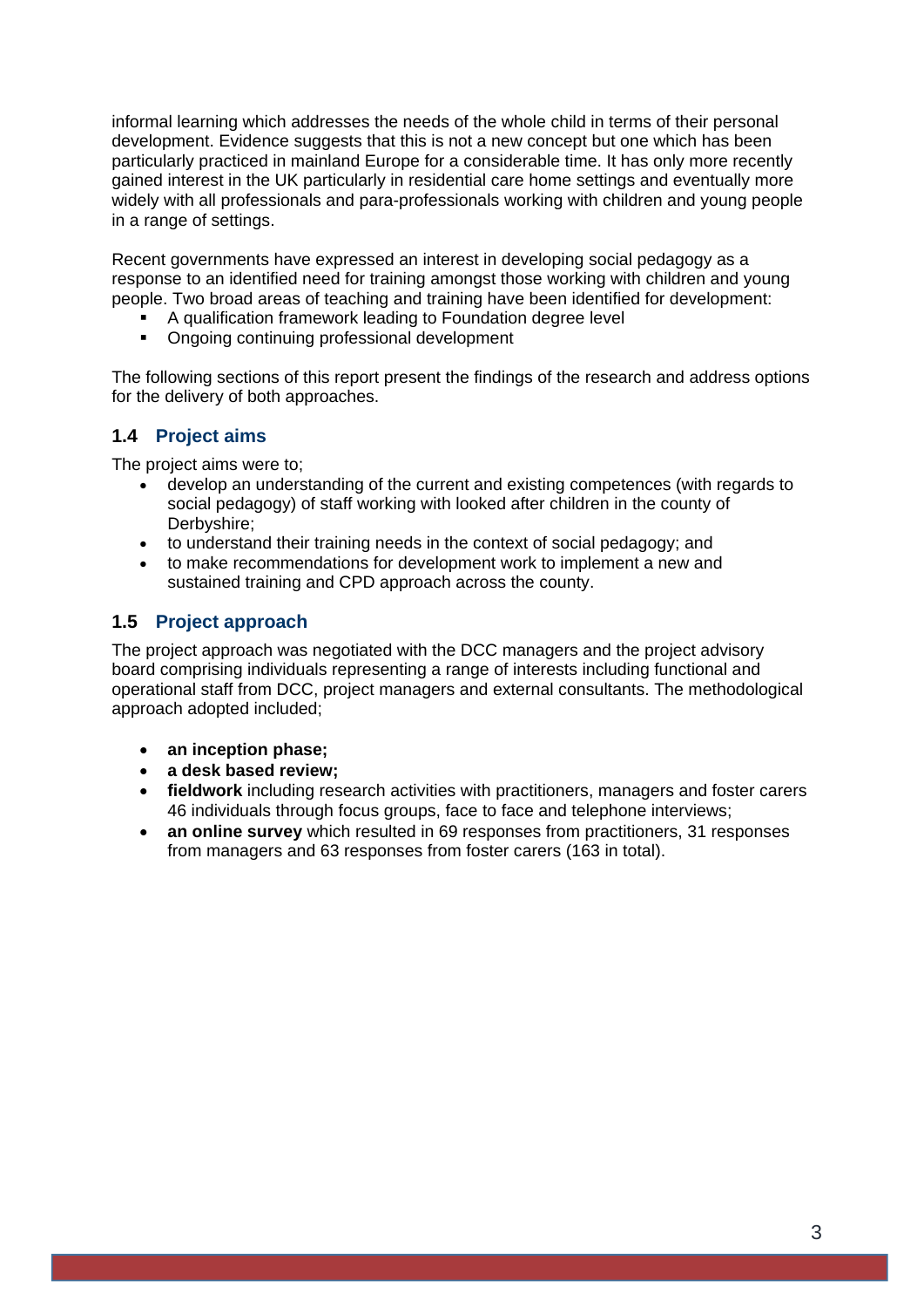informal learning which addresses the needs of the whole child in terms of their personal development. Evidence suggests that this is not a new concept but one which has been particularly practiced in mainland Europe for a considerable time. It has only more recently gained interest in the UK particularly in residential care home settings and eventually more widely with all professionals and para-professionals working with children and young people in a range of settings.

Recent governments have expressed an interest in developing social pedagogy as a response to an identified need for training amongst those working with children and young people. Two broad areas of teaching and training have been identified for development:

- A qualification framework leading to Foundation degree level
- Ongoing continuing professional development

The following sections of this report present the findings of the research and address options for the delivery of both approaches.

### 1.4 Project aims

The project aims were to;

- develop an understanding of the current and existing competences (with regards to social pedagogy) of staff working with looked after children in the county of Derbyshire;
- to understand their training needs in the context of social pedagogy; and
- to make recommendations for development work to implement a new and sustained training and CPD approach across the county.

### 1.5 Project approach

The project approach was negotiated with the DCC managers and the project advisory board comprising individuals representing a range of interests including functional and operational staff from DCC, project managers and external consultants. The methodological approach adopted included;

- **an inception phase;**
- **a desk based review;**
- **fieldwork** including research activities with practitioners, managers and foster carers 46 individuals through focus groups, face to face and telephone interviews;
- **an online survey** which resulted in 69 responses from practitioners, 31 responses from managers and 63 responses from foster carers (163 in total).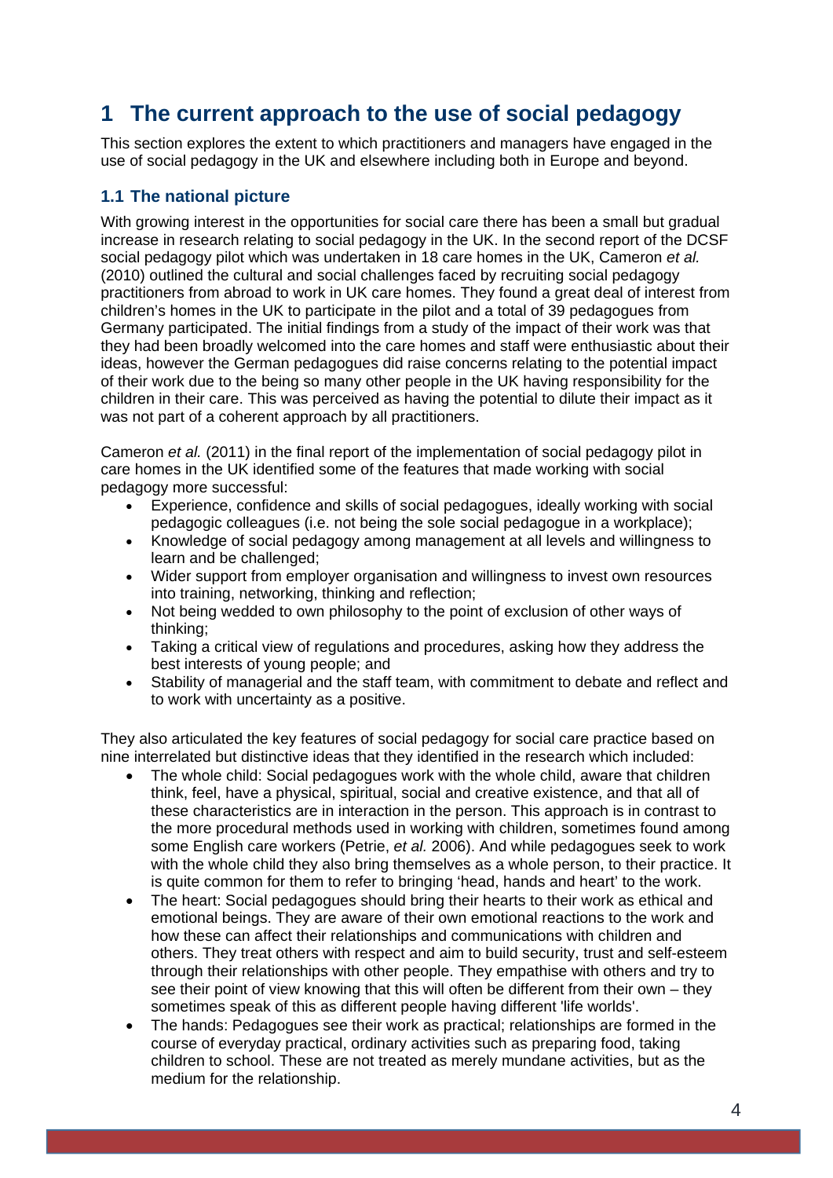# 1 The current approach to the use of social pedagogy

This section explores the extent to which practitioners and managers have engaged in the use of social pedagogy in the UK and elsewhere including both in Europe and beyond.

## 1.1 The national picture

With growing interest in the opportunities for social care there has been a small but gradual increase in research relating to social pedagogy in the UK. In the second report of the DCSF social pedagogy pilot which was undertaken in 18 care homes in the UK, Cameron *et al.* (2010) outlined the cultural and social challenges faced by recruiting social pedagogy practitioners from abroad to work in UK care homes. They found a great deal of interest from children's homes in the UK to participate in the pilot and a total of 39 pedagogues from Germany participated. The initial findings from a study of the impact of their work was that they had been broadly welcomed into the care homes and staff were enthusiastic about their ideas, however the German pedagogues did raise concerns relating to the potential impact of their work due to the being so many other people in the UK having responsibility for the children in their care. This was perceived as having the potential to dilute their impact as it was not part of a coherent approach by all practitioners.

Cameron *et al.* (2011) in the final report of the implementation of social pedagogy pilot in care homes in the UK identified some of the features that made working with social pedagogy more successful:

- Experience, confidence and skills of social pedagogues, ideally working with social pedagogic colleagues (i.e. not being the sole social pedagogue in a workplace);
- Knowledge of social pedagogy among management at all levels and willingness to learn and be challenged;
- Wider support from employer organisation and willingness to invest own resources into training, networking, thinking and reflection;
- Not being wedded to own philosophy to the point of exclusion of other ways of thinking;
- Taking a critical view of regulations and procedures, asking how they address the best interests of young people; and
- Stability of managerial and the staff team, with commitment to debate and reflect and to work with uncertainty as a positive.

They also articulated the key features of social pedagogy for social care practice based on nine interrelated but distinctive ideas that they identified in the research which included:

- The whole child: Social pedagogues work with the whole child, aware that children think, feel, have a physical, spiritual, social and creative existence, and that all of these characteristics are in interaction in the person. This approach is in contrast to the more procedural methods used in working with children, sometimes found among some English care workers (Petrie, *et al.* 2006). And while pedagogues seek to work with the whole child they also bring themselves as a whole person, to their practice. It is quite common for them to refer to bringing 'head, hands and heart' to the work.
- The heart: Social pedagogues should bring their hearts to their work as ethical and emotional beings. They are aware of their own emotional reactions to the work and how these can affect their relationships and communications with children and others. They treat others with respect and aim to build security, trust and self-esteem through their relationships with other people. They empathise with others and try to see their point of view knowing that this will often be different from their own – they sometimes speak of this as different people having different 'life worlds'.
- The hands: Pedagogues see their work as practical; relationships are formed in the course of everyday practical, ordinary activities such as preparing food, taking children to school. These are not treated as merely mundane activities, but as the medium for the relationship.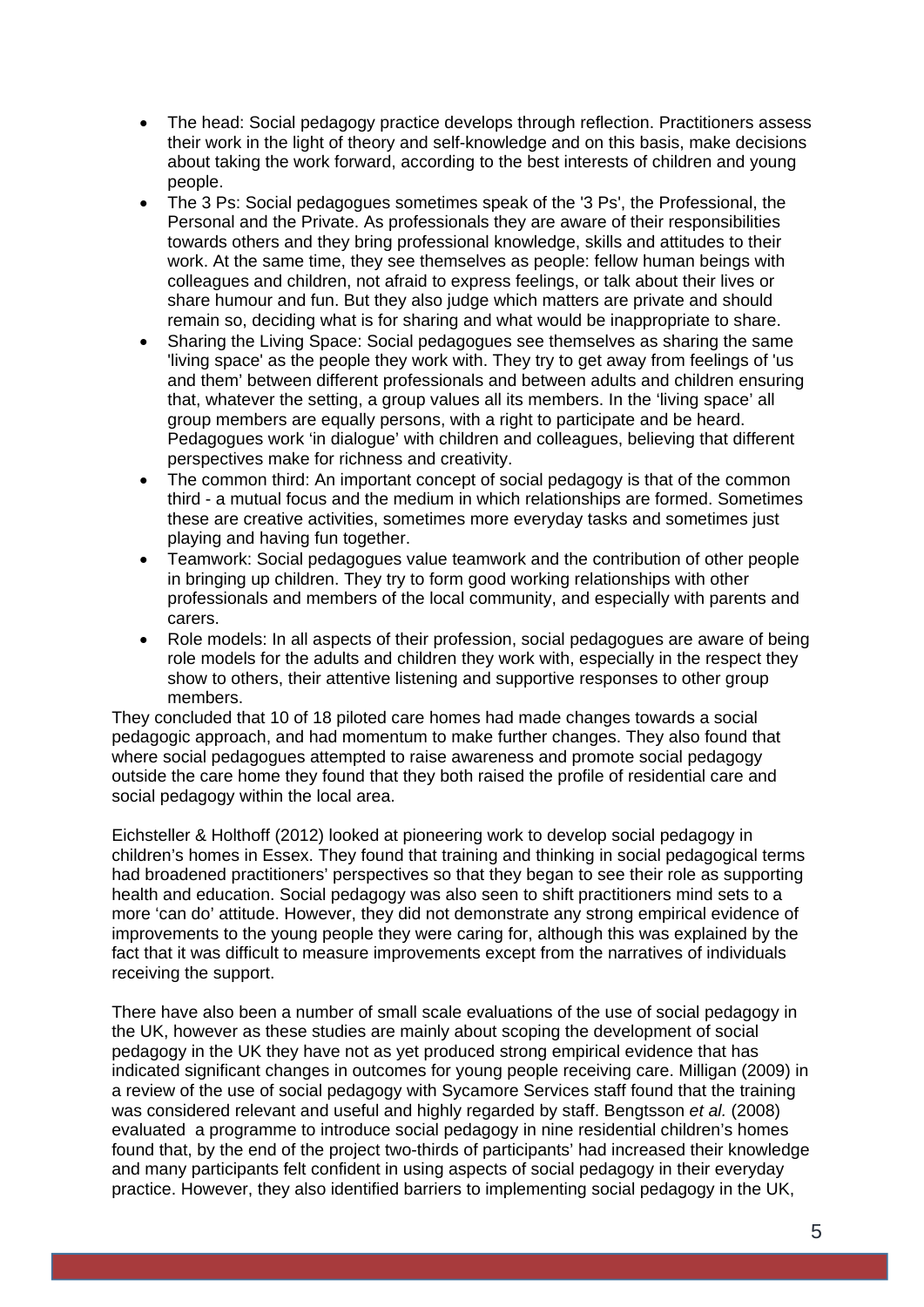- The head: Social pedagogy practice develops through reflection. Practitioners assess their work in the light of theory and self-knowledge and on this basis, make decisions about taking the work forward, according to the best interests of children and young people.
- The 3 Ps: Social pedagogues sometimes speak of the '3 Ps', the Professional, the Personal and the Private. As professionals they are aware of their responsibilities towards others and they bring professional knowledge, skills and attitudes to their work. At the same time, they see themselves as people: fellow human beings with colleagues and children, not afraid to express feelings, or talk about their lives or share humour and fun. But they also judge which matters are private and should remain so, deciding what is for sharing and what would be inappropriate to share.
- Sharing the Living Space: Social pedagogues see themselves as sharing the same 'living space' as the people they work with. They try to get away from feelings of 'us and them' between different professionals and between adults and children ensuring that, whatever the setting, a group values all its members. In the 'living space' all group members are equally persons, with a right to participate and be heard. Pedagogues work 'in dialogue' with children and colleagues, believing that different perspectives make for richness and creativity.
- The common third: An important concept of social pedagogy is that of the common third - a mutual focus and the medium in which relationships are formed. Sometimes these are creative activities, sometimes more everyday tasks and sometimes just playing and having fun together.
- Teamwork: Social pedagogues value teamwork and the contribution of other people in bringing up children. They try to form good working relationships with other professionals and members of the local community, and especially with parents and carers.
- Role models: In all aspects of their profession, social pedagogues are aware of being role models for the adults and children they work with, especially in the respect they show to others, their attentive listening and supportive responses to other group members.

They concluded that 10 of 18 piloted care homes had made changes towards a social pedagogic approach, and had momentum to make further changes. They also found that where social pedagogues attempted to raise awareness and promote social pedagogy outside the care home they found that they both raised the profile of residential care and social pedagogy within the local area.

Eichsteller & Holthoff (2012) looked at pioneering work to develop social pedagogy in children's homes in Essex. They found that training and thinking in social pedagogical terms had broadened practitioners' perspectives so that they began to see their role as supporting health and education. Social pedagogy was also seen to shift practitioners mind sets to a more 'can do' attitude. However, they did not demonstrate any strong empirical evidence of improvements to the young people they were caring for, although this was explained by the fact that it was difficult to measure improvements except from the narratives of individuals receiving the support.

There have also been a number of small scale evaluations of the use of social pedagogy in the UK, however as these studies are mainly about scoping the development of social pedagogy in the UK they have not as yet produced strong empirical evidence that has indicated significant changes in outcomes for young people receiving care. Milligan (2009) in a review of the use of social pedagogy with Sycamore Services staff found that the training was considered relevant and useful and highly regarded by staff. Bengtsson *et al.* (2008) evaluated a programme to introduce social pedagogy in nine residential children's homes found that, by the end of the project two-thirds of participants' had increased their knowledge and many participants felt confident in using aspects of social pedagogy in their everyday practice. However, they also identified barriers to implementing social pedagogy in the UK,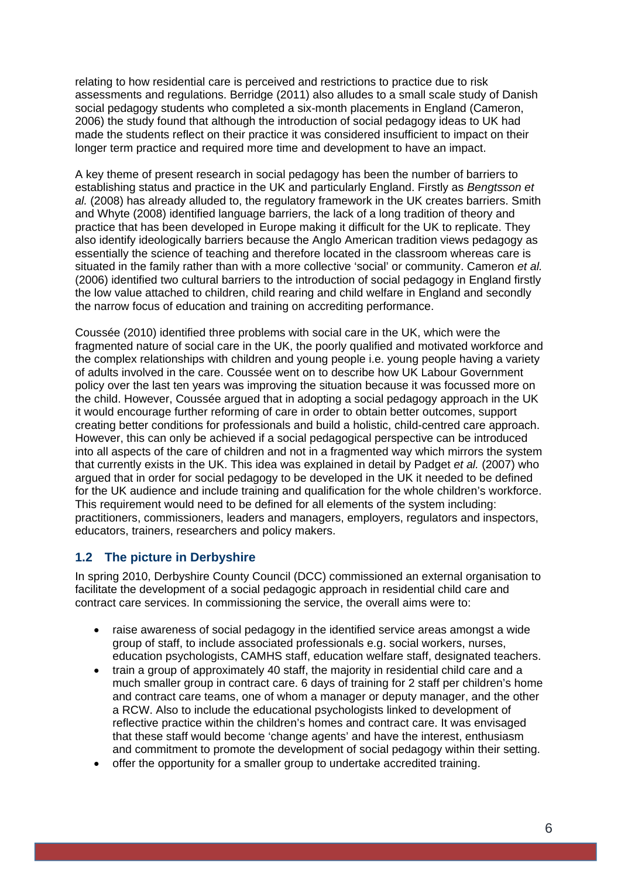relating to how residential care is perceived and restrictions to practice due to risk assessments and regulations. Berridge (2011) also alludes to a small scale study of Danish social pedagogy students who completed a six-month placements in England (Cameron, 2006) the study found that although the introduction of social pedagogy ideas to UK had made the students reflect on their practice it was considered insufficient to impact on their longer term practice and required more time and development to have an impact.

A key theme of present research in social pedagogy has been the number of barriers to establishing status and practice in the UK and particularly England. Firstly as *Bengtsson et al.* (2008) has already alluded to, the regulatory framework in the UK creates barriers. Smith and Whyte (2008) identified language barriers, the lack of a long tradition of theory and practice that has been developed in Europe making it difficult for the UK to replicate. They also identify ideologically barriers because the Anglo American tradition views pedagogy as essentially the science of teaching and therefore located in the classroom whereas care is situated in the family rather than with a more collective 'social' or community. Cameron *et al.* (2006) identified two cultural barriers to the introduction of social pedagogy in England firstly the low value attached to children, child rearing and child welfare in England and secondly the narrow focus of education and training on accrediting performance.

Coussée (2010) identified three problems with social care in the UK, which were the fragmented nature of social care in the UK, the poorly qualified and motivated workforce and the complex relationships with children and young people i.e. young people having a variety of adults involved in the care. Coussée went on to describe how UK Labour Government policy over the last ten years was improving the situation because it was focussed more on the child. However, Coussée argued that in adopting a social pedagogy approach in the UK it would encourage further reforming of care in order to obtain better outcomes, support creating better conditions for professionals and build a holistic, child-centred care approach. However, this can only be achieved if a social pedagogical perspective can be introduced into all aspects of the care of children and not in a fragmented way which mirrors the system that currently exists in the UK. This idea was explained in detail by Padget *et al.* (2007) who argued that in order for social pedagogy to be developed in the UK it needed to be defined for the UK audience and include training and qualification for the whole children's workforce. This requirement would need to be defined for all elements of the system including: practitioners, commissioners, leaders and managers, employers, regulators and inspectors, educators, trainers, researchers and policy makers.

## 1.2 The picture in Derbyshire

In spring 2010, Derbyshire County Council (DCC) commissioned an external organisation to facilitate the development of a social pedagogic approach in residential child care and contract care services. In commissioning the service, the overall aims were to:

- raise awareness of social pedagogy in the identified service areas amongst a wide group of staff, to include associated professionals e.g. social workers, nurses, education psychologists, CAMHS staff, education welfare staff, designated teachers.
- train a group of approximately 40 staff, the majority in residential child care and a much smaller group in contract care. 6 days of training for 2 staff per children's home and contract care teams, one of whom a manager or deputy manager, and the other a RCW. Also to include the educational psychologists linked to development of reflective practice within the children's homes and contract care. It was envisaged that these staff would become 'change agents' and have the interest, enthusiasm and commitment to promote the development of social pedagogy within their setting.
- offer the opportunity for a smaller group to undertake accredited training.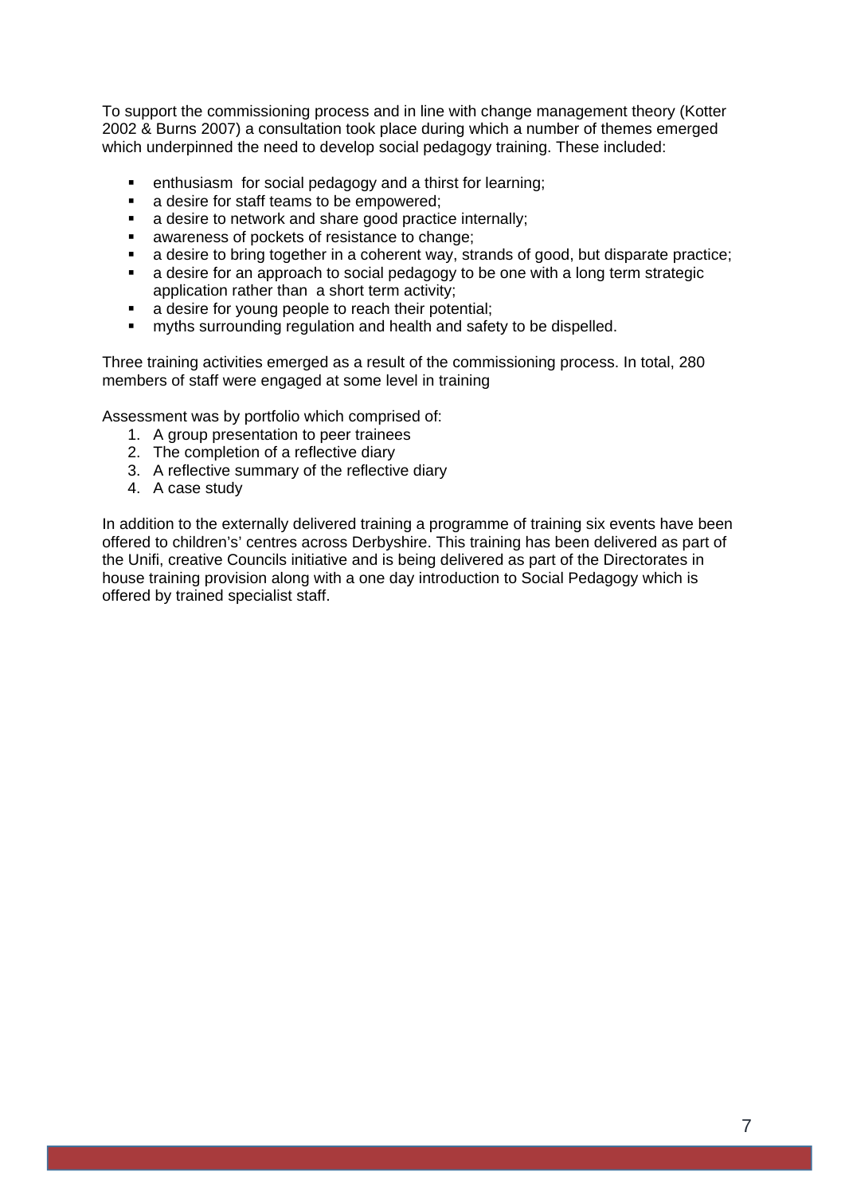To support the commissioning process and in line with change management theory (Kotter 2002 & Burns 2007) a consultation took place during which a number of themes emerged which underpinned the need to develop social pedagogy training. These included:

- enthusiasm  for social pedagogy and a thirst for learning;
- a desire for staff teams to be empowered;
- a desire to network and share good practice internally;
- awareness of pockets of resistance to change;
- a desire to bring together in a coherent way, strands of good, but disparate practice;
- a desire for an approach to social pedagogy to be one with a long term strategic application rather than  a short term activity;
- a desire for young people to reach their potential;
- myths surrounding regulation and health and safety to be dispelled.

Three training activities emerged as a result of the commissioning process. In total, 280 members of staff were engaged at some level in training

Assessment was by portfolio which comprised of:

1. A group presentation to peer trainees
2. The completion of a reflective diary
3. A reflective summary of the reflective diary
4. A case study

In addition to the externally delivered training a programme of training six events have been offered to children's' centres across Derbyshire. This training has been delivered as part of the Unifi, creative Councils initiative and is being delivered as part of the Directorates in house training provision along with a one day introduction to Social Pedagogy which is offered by trained specialist staff.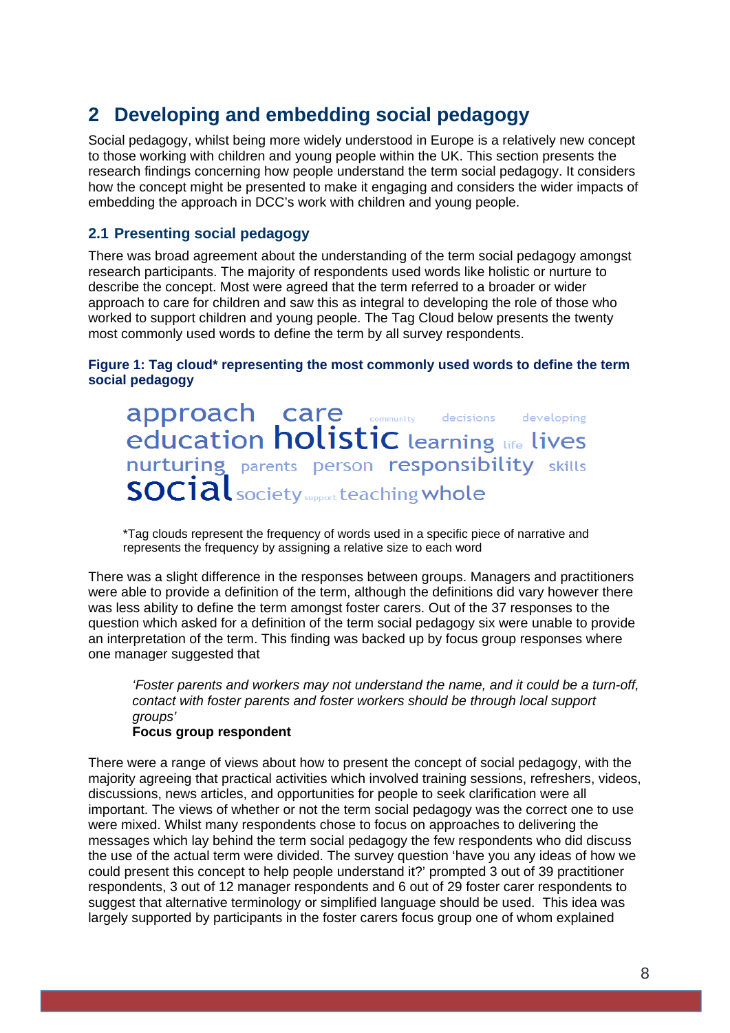## 2 Developing and embedding social pedagogy

Social pedagogy, whilst being more widely understood in Europe is a relatively new concept to those working with children and young people within the UK. This section presents the research findings concerning how people understand the term social pedagogy. It considers how the concept might be presented to make it engaging and considers the wider impacts of embedding the approach in DCC's work with children and young people.

### 2.1 Presenting social pedagogy

There was broad agreement about the understanding of the term social pedagogy amongst research participants. The majority of respondents used words like holistic or nurture to describe the concept. Most were agreed that the term referred to a broader or wider approach to care for children and saw this as integral to developing the role of those who worked to support children and young people. The Tag Cloud below presents the twenty most commonly used words to define the term by all survey respondents.

**Figure 1: Tag cloud* representing the most commonly used words to define the term social pedagogy**

approach care community decisions developing education holistic learning life lives nurturing parents person responsibility skills social society support teaching whole

*Tag clouds represent the frequency of words used in a specific piece of narrative and represents the frequency by assigning a relative size to each word

There was a slight difference in the responses between groups. Managers and practitioners were able to provide a definition of the term, although the definitions did vary however there was less ability to define the term amongst foster carers. Out of the 37 responses to the question which asked for a definition of the term social pedagogy six were unable to provide an interpretation of the term. This finding was backed up by focus group responses where one manager suggested that

> *'Foster parents and workers may not understand the name, and it could be a turn-off, contact with foster parents and foster workers should be through local support groups'*
>
> **Focus group respondent**

There were a range of views about how to present the concept of social pedagogy, with the majority agreeing that practical activities which involved training sessions, refreshers, videos, discussions, news articles, and opportunities for people to seek clarification were all important. The views of whether or not the term social pedagogy was the correct one to use were mixed. Whilst many respondents chose to focus on approaches to delivering the messages which lay behind the term social pedagogy the few respondents who did discuss the use of the actual term were divided. The survey question 'have you any ideas of how we could present this concept to help people understand it?' prompted 3 out of 39 practitioner respondents, 3 out of 12 manager respondents and 6 out of 29 foster carer respondents to suggest that alternative terminology or simplified language should be used. This idea was largely supported by participants in the foster carers focus group one of whom explained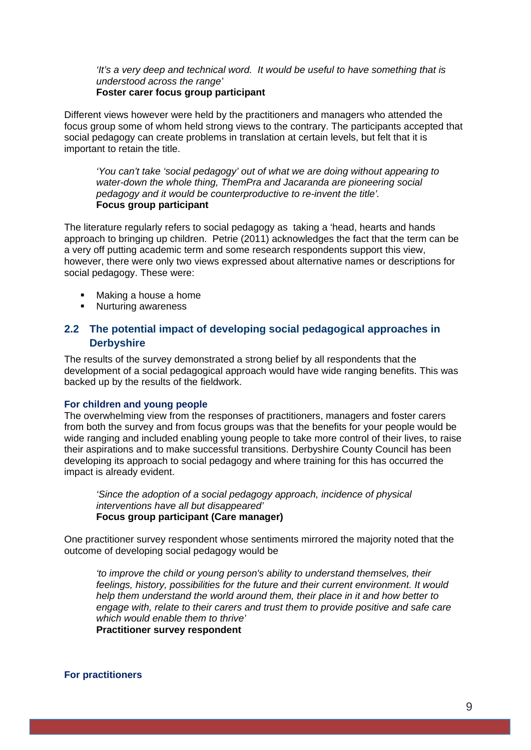> *'It's a very deep and technical word. It would be useful to have something that is understood across the range'*
> **Foster carer focus group participant**

Different views however were held by the practitioners and managers who attended the focus group some of whom held strong views to the contrary. The participants accepted that social pedagogy can create problems in translation at certain levels, but felt that it is important to retain the title.

> *'You can't take 'social pedagogy' out of what we are doing without appearing to water-down the whole thing, ThemPra and Jacaranda are pioneering social pedagogy and it would be counterproductive to re-invent the title'.*
> **Focus group participant**

The literature regularly refers to social pedagogy as taking a 'head, hearts and hands approach to bringing up children. Petrie (2011) acknowledges the fact that the term can be a very off putting academic term and some research respondents support this view, however, there were only two views expressed about alternative names or descriptions for social pedagogy. These were:

- Making a house a home
- Nurturing awareness

## 2.2 The potential impact of developing social pedagogical approaches in Derbyshire

The results of the survey demonstrated a strong belief by all respondents that the development of a social pedagogical approach would have wide ranging benefits. This was backed up by the results of the fieldwork.

### For children and young people

The overwhelming view from the responses of practitioners, managers and foster carers from both the survey and from focus groups was that the benefits for your people would be wide ranging and included enabling young people to take more control of their lives, to raise their aspirations and to make successful transitions. Derbyshire County Council has been developing its approach to social pedagogy and where training for this has occurred the impact is already evident.

> *'Since the adoption of a social pedagogy approach, incidence of physical interventions have all but disappeared'*
> **Focus group participant (Care manager)**

One practitioner survey respondent whose sentiments mirrored the majority noted that the outcome of developing social pedagogy would be

> *'to improve the child or young person's ability to understand themselves, their feelings, history, possibilities for the future and their current environment. It would help them understand the world around them, their place in it and how better to engage with, relate to their carers and trust them to provide positive and safe care which would enable them to thrive'*
> **Practitioner survey respondent**

### For practitioners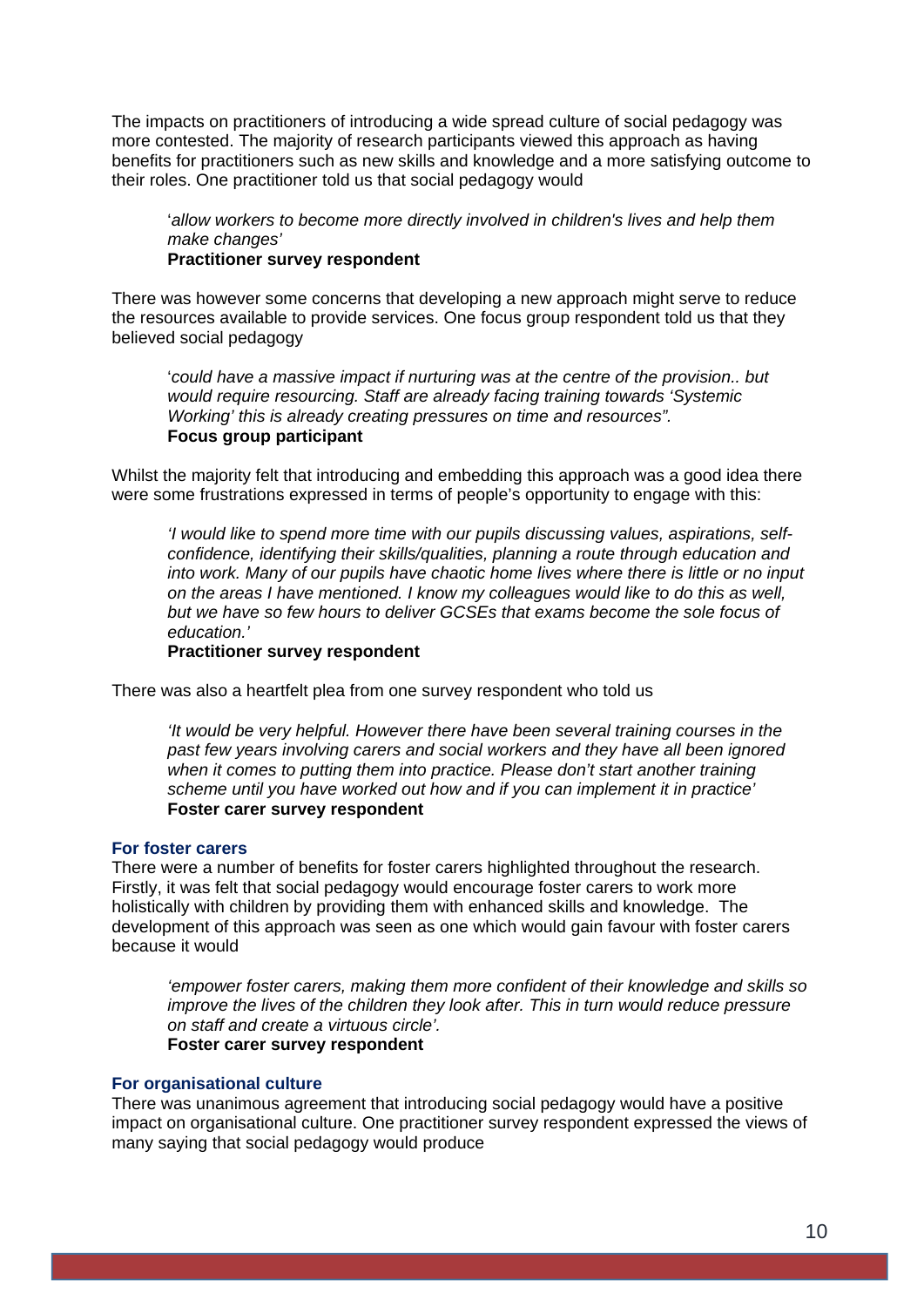The impacts on practitioners of introducing a wide spread culture of social pedagogy was more contested. The majority of research participants viewed this approach as having benefits for practitioners such as new skills and knowledge and a more satisfying outcome to their roles. One practitioner told us that social pedagogy would

> '*allow workers to become more directly involved in children's lives and help them make changes'*
> **Practitioner survey respondent**

There was however some concerns that developing a new approach might serve to reduce the resources available to provide services. One focus group respondent told us that they believed social pedagogy

> '*could have a massive impact if nurturing was at the centre of the provision.. but would require resourcing. Staff are already facing training towards 'Systemic Working' this is already creating pressures on time and resources".*
> **Focus group participant**

Whilst the majority felt that introducing and embedding this approach was a good idea there were some frustrations expressed in terms of people's opportunity to engage with this:

> *'I would like to spend more time with our pupils discussing values, aspirations, self-confidence, identifying their skills/qualities, planning a route through education and into work. Many of our pupils have chaotic home lives where there is little or no input on the areas I have mentioned. I know my colleagues would like to do this as well, but we have so few hours to deliver GCSEs that exams become the sole focus of education.'*
> **Practitioner survey respondent**

There was also a heartfelt plea from one survey respondent who told us

> *'It would be very helpful. However there have been several training courses in the past few years involving carers and social workers and they have all been ignored when it comes to putting them into practice. Please don't start another training scheme until you have worked out how and if you can implement it in practice'*
> **Foster carer survey respondent**

#### For foster carers

There were a number of benefits for foster carers highlighted throughout the research. Firstly, it was felt that social pedagogy would encourage foster carers to work more holistically with children by providing them with enhanced skills and knowledge. The development of this approach was seen as one which would gain favour with foster carers because it would

> *'empower foster carers, making them more confident of their knowledge and skills so improve the lives of the children they look after. This in turn would reduce pressure on staff and create a virtuous circle'.*
> **Foster carer survey respondent**

#### For organisational culture

There was unanimous agreement that introducing social pedagogy would have a positive impact on organisational culture. One practitioner survey respondent expressed the views of many saying that social pedagogy would produce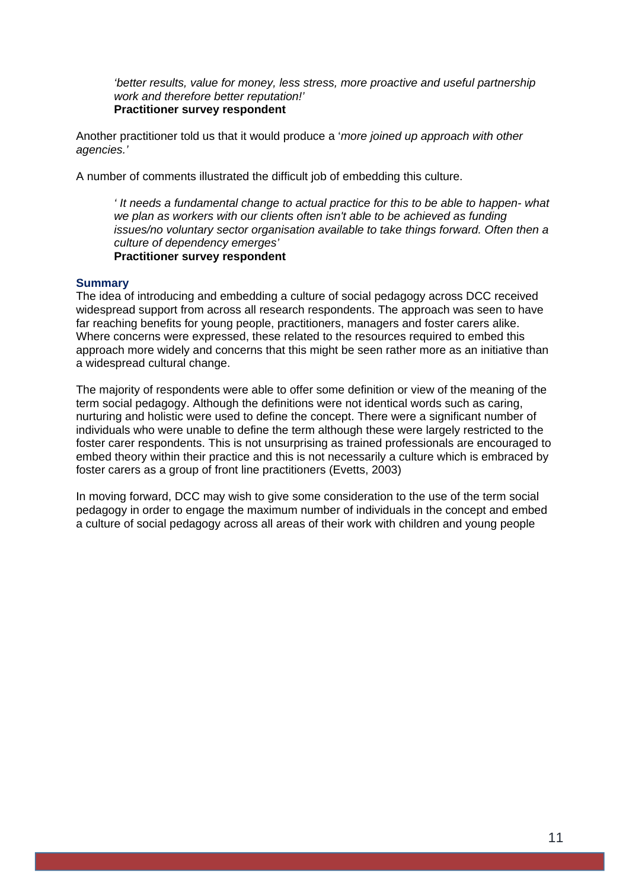> *'better results, value for money, less stress, more proactive and useful partnership work and therefore better reputation!'*
> **Practitioner survey respondent**

Another practitioner told us that it would produce a '*more joined up approach with other agencies.'*

A number of comments illustrated the difficult job of embedding this culture.

> *' It needs a fundamental change to actual practice for this to be able to happen- what we plan as workers with our clients often isn't able to be achieved as funding issues/no voluntary sector organisation available to take things forward. Often then a culture of dependency emerges'*
> **Practitioner survey respondent**

### Summary

The idea of introducing and embedding a culture of social pedagogy across DCC received widespread support from across all research respondents. The approach was seen to have far reaching benefits for young people, practitioners, managers and foster carers alike. Where concerns were expressed, these related to the resources required to embed this approach more widely and concerns that this might be seen rather more as an initiative than a widespread cultural change.

The majority of respondents were able to offer some definition or view of the meaning of the term social pedagogy. Although the definitions were not identical words such as caring, nurturing and holistic were used to define the concept. There were a significant number of individuals who were unable to define the term although these were largely restricted to the foster carer respondents. This is not unsurprising as trained professionals are encouraged to embed theory within their practice and this is not necessarily a culture which is embraced by foster carers as a group of front line practitioners (Evetts, 2003)

In moving forward, DCC may wish to give some consideration to the use of the term social pedagogy in order to engage the maximum number of individuals in the concept and embed a culture of social pedagogy across all areas of their work with children and young people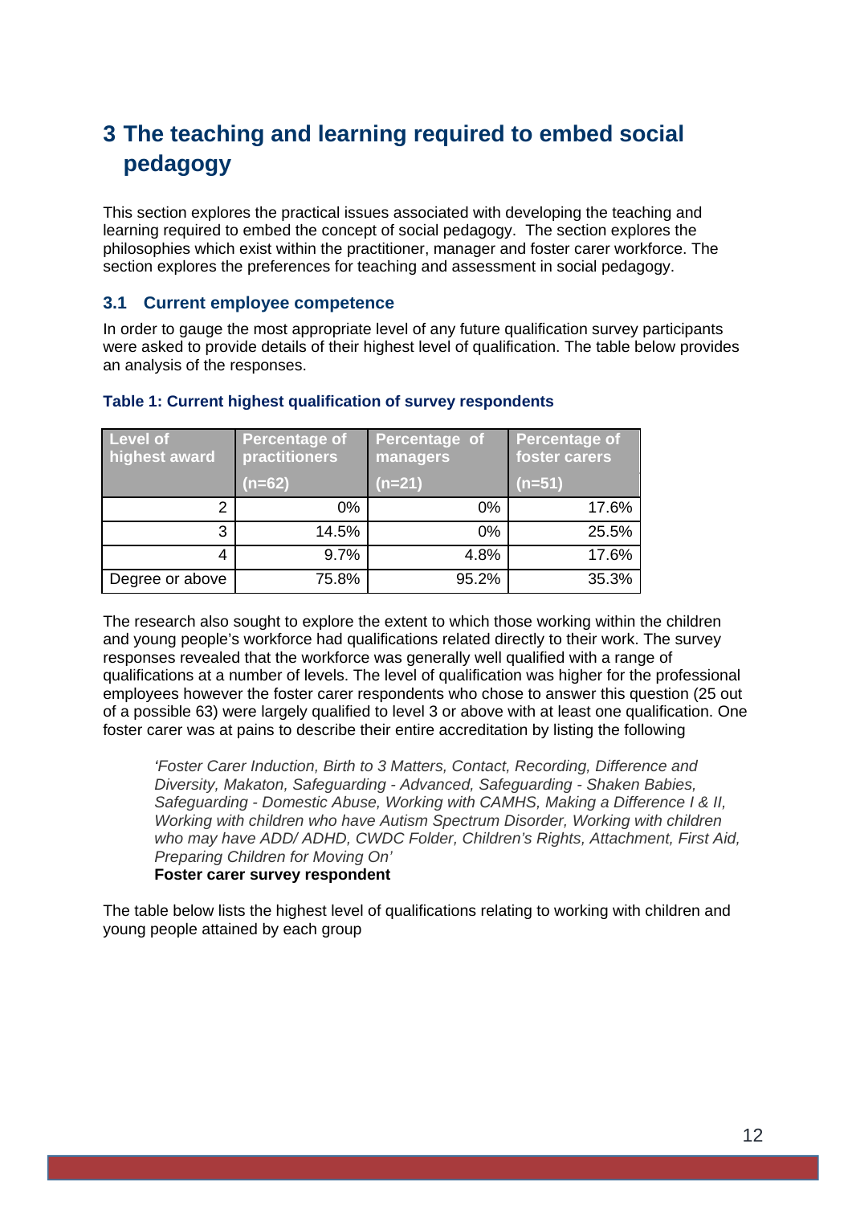# 3 The teaching and learning required to embed social pedagogy

This section explores the practical issues associated with developing the teaching and learning required to embed the concept of social pedagogy. The section explores the philosophies which exist within the practitioner, manager and foster carer workforce. The section explores the preferences for teaching and assessment in social pedagogy.

## 3.1 Current employee competence

In order to gauge the most appropriate level of any future qualification survey participants were asked to provide details of their highest level of qualification. The table below provides an analysis of the responses.

**Table 1: Current highest qualification of survey respondents**

| Level of highest award | Percentage of practitioners (n=62) | Percentage of managers (n=21) | Percentage of foster carers (n=51) |
|---|---|---|---|
| 2 | 0% | 0% | 17.6% |
| 3 | 14.5% | 0% | 25.5% |
| 4 | 9.7% | 4.8% | 17.6% |
| Degree or above | 75.8% | 95.2% | 35.3% |

The research also sought to explore the extent to which those working within the children and young people's workforce had qualifications related directly to their work. The survey responses revealed that the workforce was generally well qualified with a range of qualifications at a number of levels. The level of qualification was higher for the professional employees however the foster carer respondents who chose to answer this question (25 out of a possible 63) were largely qualified to level 3 or above with at least one qualification. One foster carer was at pains to describe their entire accreditation by listing the following

> *'Foster Carer Induction, Birth to 3 Matters, Contact, Recording, Difference and Diversity, Makaton, Safeguarding - Advanced, Safeguarding - Shaken Babies, Safeguarding - Domestic Abuse, Working with CAMHS, Making a Difference I & II, Working with children who have Autism Spectrum Disorder, Working with children who may have ADD/ ADHD, CWDC Folder, Children's Rights, Attachment, First Aid, Preparing Children for Moving On'*
>
> **Foster carer survey respondent**

The table below lists the highest level of qualifications relating to working with children and young people attained by each group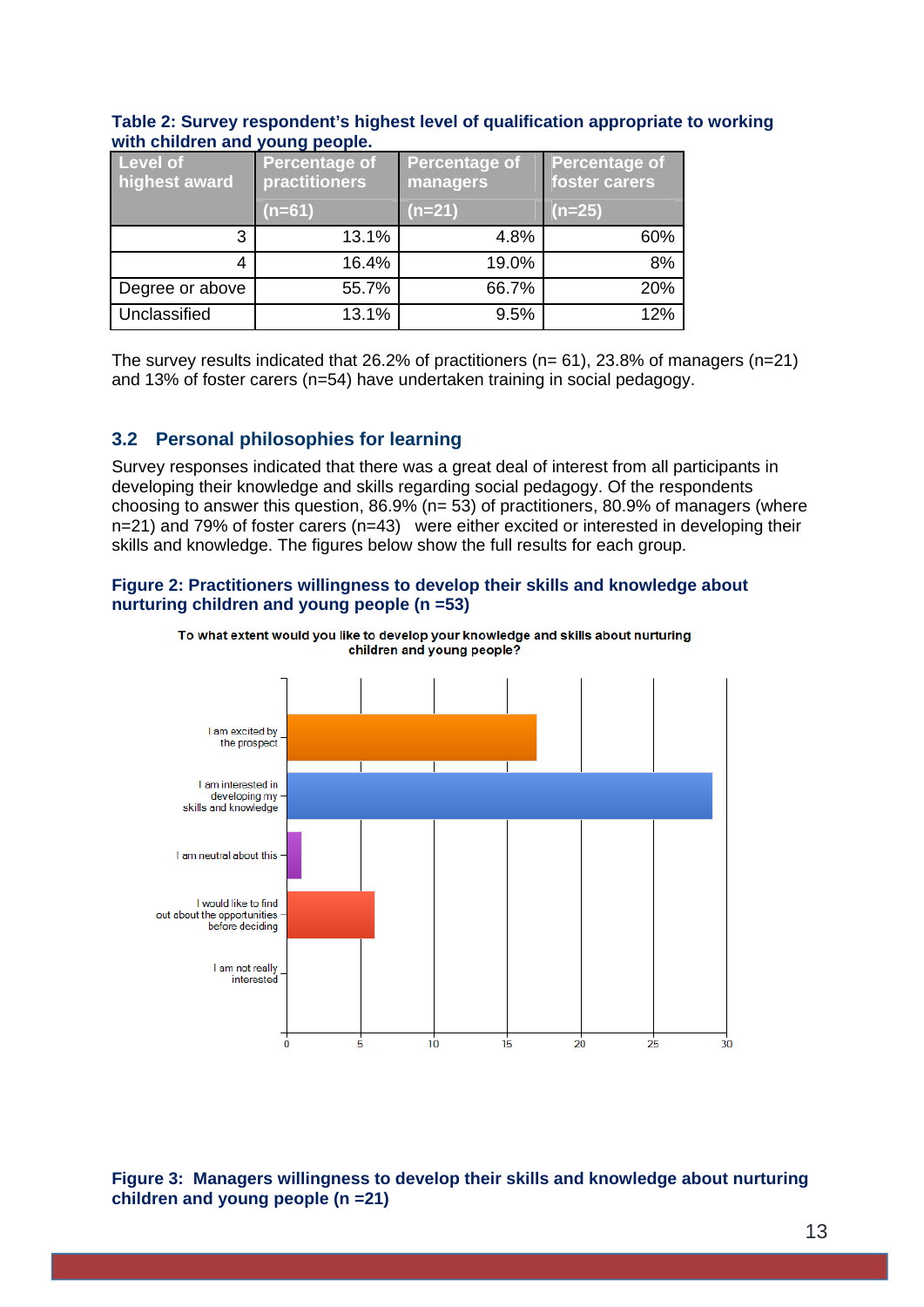**Table 2: Survey respondent's highest level of qualification appropriate to working with children and young people.**

| Level of highest award | Percentage of practitioners (n=61) | Percentage of managers (n=21) | Percentage of foster carers (n=25) |
|---|---|---|---|
| 3 | 13.1% | 4.8% | 60% |
| 4 | 16.4% | 19.0% | 8% |
| Degree or above | 55.7% | 66.7% | 20% |
| Unclassified | 13.1% | 9.5% | 12% |

The survey results indicated that 26.2% of practitioners (n= 61), 23.8% of managers (n=21) and 13% of foster carers (n=54) have undertaken training in social pedagogy.

## 3.2 Personal philosophies for learning

Survey responses indicated that there was a great deal of interest from all participants in developing their knowledge and skills regarding social pedagogy. Of the respondents choosing to answer this question, 86.9% (n= 53) of practitioners, 80.9% of managers (where n=21) and 79% of foster carers (n=43) were either excited or interested in developing their skills and knowledge. The figures below show the full results for each group.

**Figure 2: Practitioners willingness to develop their skills and knowledge about nurturing children and young people (n =53)**

To what extent would you like to develop your knowledge and skills about nurturing children and young people?

I am excited by the prospect

I am interested in developing my skills and knowledge

I am neutral about this

I would like to find out about the opportunities before deciding

I am not really interested

0 5 10 15 20 25 30

**Figure 3: Managers willingness to develop their skills and knowledge about nurturing children and young people (n =21)**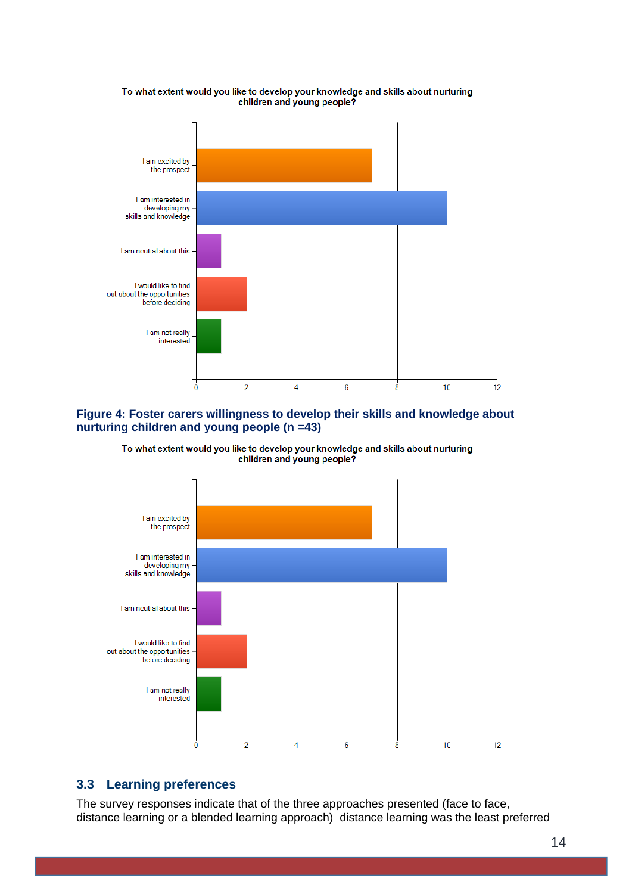To what extent would you like to develop your knowledge and skills about nurturing children and young people?

I am excited by the prospect

I am interested in developing my skills and knowledge

I am neutral about this

I would like to find out about the opportunities before deciding

I am not really interested

0 2 4 6 8 10 12

**Figure 4: Foster carers willingness to develop their skills and knowledge about nurturing children and young people (n =43)**

To what extent would you like to develop your knowledge and skills about nurturing children and young people?

I am excited by the prospect

I am interested in developing my skills and knowledge

I am neutral about this

I would like to find out about the opportunities before deciding

I am not really interested

0 2 4 6 8 10 12

## 3.3 Learning preferences

The survey responses indicate that of the three approaches presented (face to face, distance learning or a blended learning approach) distance learning was the least preferred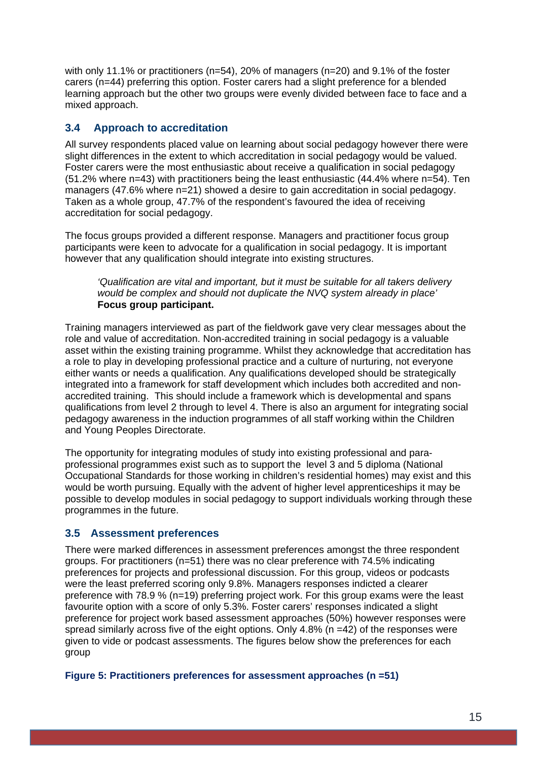with only 11.1% or practitioners (n=54), 20% of managers (n=20) and 9.1% of the foster carers (n=44) preferring this option. Foster carers had a slight preference for a blended learning approach but the other two groups were evenly divided between face to face and a mixed approach.

## 3.4 Approach to accreditation

All survey respondents placed value on learning about social pedagogy however there were slight differences in the extent to which accreditation in social pedagogy would be valued. Foster carers were the most enthusiastic about receive a qualification in social pedagogy (51.2% where n=43) with practitioners being the least enthusiastic (44.4% where n=54). Ten managers (47.6% where n=21) showed a desire to gain accreditation in social pedagogy. Taken as a whole group, 47.7% of the respondent's favoured the idea of receiving accreditation for social pedagogy.

The focus groups provided a different response. Managers and practitioner focus group participants were keen to advocate for a qualification in social pedagogy. It is important however that any qualification should integrate into existing structures.

> *'Qualification are vital and important, but it must be suitable for all takers delivery would be complex and should not duplicate the NVQ system already in place'*
> **Focus group participant.**

Training managers interviewed as part of the fieldwork gave very clear messages about the role and value of accreditation. Non-accredited training in social pedagogy is a valuable asset within the existing training programme. Whilst they acknowledge that accreditation has a role to play in developing professional practice and a culture of nurturing, not everyone either wants or needs a qualification. Any qualifications developed should be strategically integrated into a framework for staff development which includes both accredited and non-accredited training. This should include a framework which is developmental and spans qualifications from level 2 through to level 4. There is also an argument for integrating social pedagogy awareness in the induction programmes of all staff working within the Children and Young Peoples Directorate.

The opportunity for integrating modules of study into existing professional and para-professional programmes exist such as to support the level 3 and 5 diploma (National Occupational Standards for those working in children's residential homes) may exist and this would be worth pursuing. Equally with the advent of higher level apprenticeships it may be possible to develop modules in social pedagogy to support individuals working through these programmes in the future.

## 3.5 Assessment preferences

There were marked differences in assessment preferences amongst the three respondent groups. For practitioners (n=51) there was no clear preference with 74.5% indicating preferences for projects and professional discussion. For this group, videos or podcasts were the least preferred scoring only 9.8%. Managers responses indicted a clearer preference with 78.9 % (n=19) preferring project work. For this group exams were the least favourite option with a score of only 5.3%. Foster carers' responses indicated a slight preference for project work based assessment approaches (50%) however responses were spread similarly across five of the eight options. Only 4.8% (n =42) of the responses were given to vide or podcast assessments. The figures below show the preferences for each group

**Figure 5: Practitioners preferences for assessment approaches (n =51)**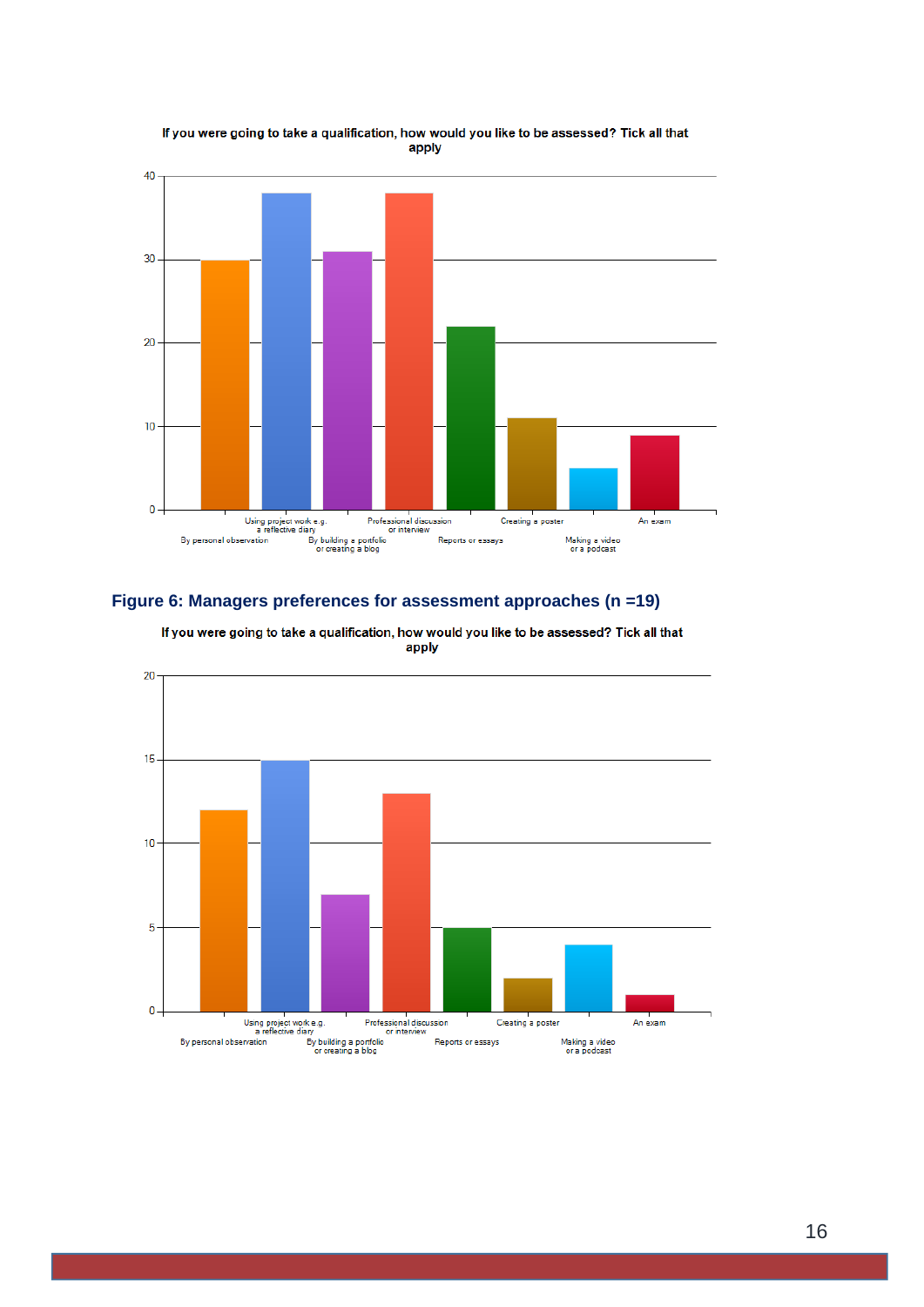If you were going to take a qualification, how would you like to be assessed? Tick all that apply

40
30
20
10
0

Using project work e.g. a reflective diary
Professional discussion or interview
Creating a poster
An exam
By personal observation
By building a portfolio or creating a blog
Reports or essays
Making a video or a podcast

**Figure 6: Managers preferences for assessment approaches (n =19)**

If you were going to take a qualification, how would you like to be assessed? Tick all that apply

20
15
10
5
0

Using project work e.g. a reflective diary
Professional discussion or interview
Creating a poster
An exam
By personal observation
By building a portfolio or creating a blog
Reports or essays
Making a video or a podcast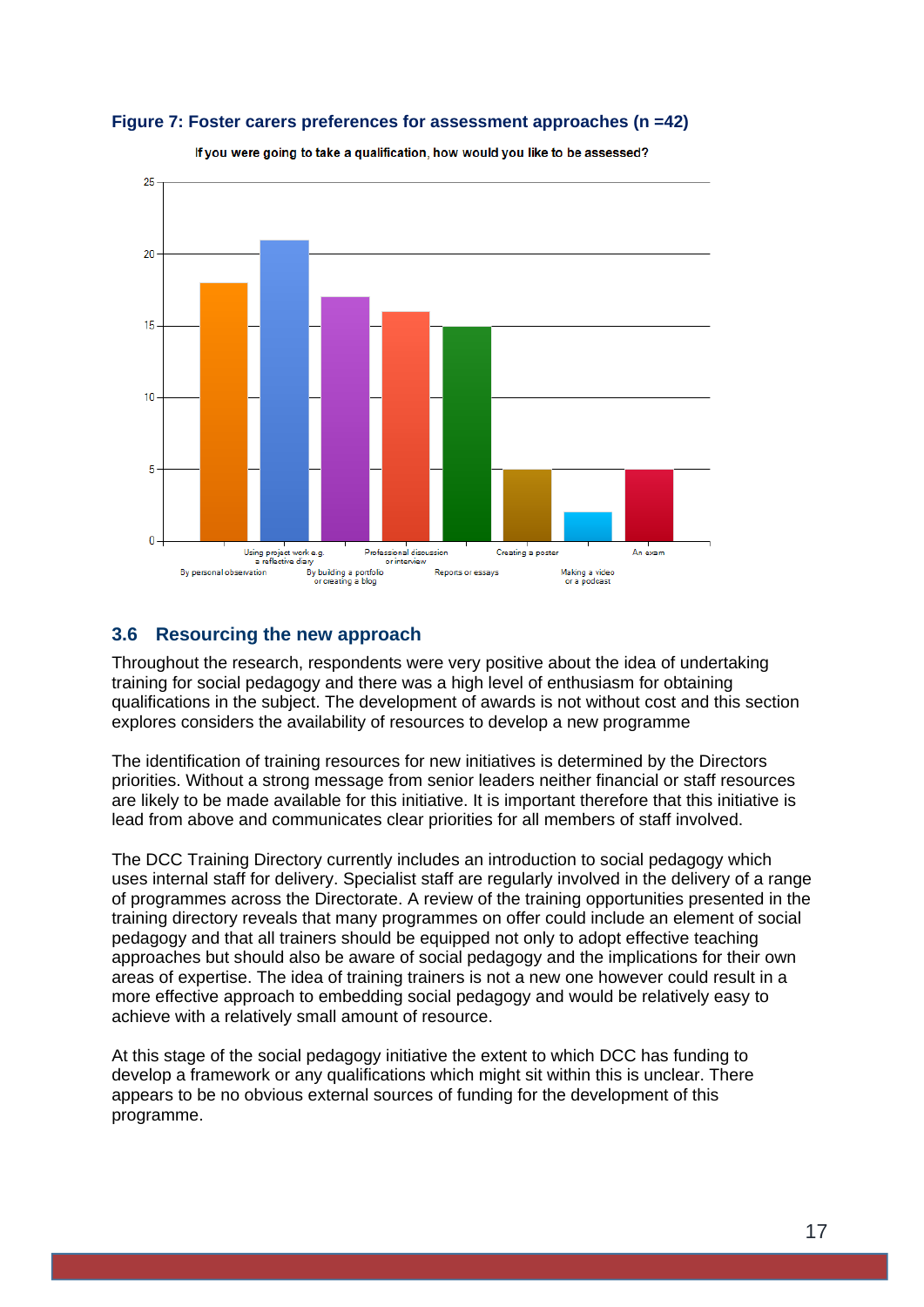**Figure 7: Foster carers preferences for assessment approaches (n =42)**

If you were going to take a qualification, how would you like to be assessed?

25
20
15
10
5
0

By personal observation
Using project work e.g. a reflective diary
By building a portfolio or creating a blog
Professional discussion or interview
Reports or essays
Creating a poster
Making a video or a podcast
An exam

## 3.6 Resourcing the new approach

Throughout the research, respondents were very positive about the idea of undertaking training for social pedagogy and there was a high level of enthusiasm for obtaining qualifications in the subject. The development of awards is not without cost and this section explores considers the availability of resources to develop a new programme

The identification of training resources for new initiatives is determined by the Directors priorities. Without a strong message from senior leaders neither financial or staff resources are likely to be made available for this initiative. It is important therefore that this initiative is lead from above and communicates clear priorities for all members of staff involved.

The DCC Training Directory currently includes an introduction to social pedagogy which uses internal staff for delivery. Specialist staff are regularly involved in the delivery of a range of programmes across the Directorate. A review of the training opportunities presented in the training directory reveals that many programmes on offer could include an element of social pedagogy and that all trainers should be equipped not only to adopt effective teaching approaches but should also be aware of social pedagogy and the implications for their own areas of expertise. The idea of training trainers is not a new one however could result in a more effective approach to embedding social pedagogy and would be relatively easy to achieve with a relatively small amount of resource.

At this stage of the social pedagogy initiative the extent to which DCC has funding to develop a framework or any qualifications which might sit within this is unclear. There appears to be no obvious external sources of funding for the development of this programme.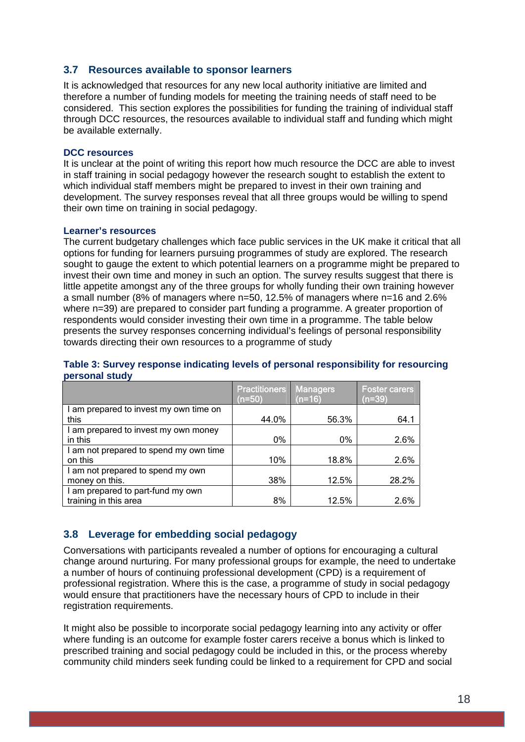## 3.7 Resources available to sponsor learners

It is acknowledged that resources for any new local authority initiative are limited and therefore a number of funding models for meeting the training needs of staff need to be considered. This section explores the possibilities for funding the training of individual staff through DCC resources, the resources available to individual staff and funding which might be available externally.

### DCC resources

It is unclear at the point of writing this report how much resource the DCC are able to invest in staff training in social pedagogy however the research sought to establish the extent to which individual staff members might be prepared to invest in their own training and development. The survey responses reveal that all three groups would be willing to spend their own time on training in social pedagogy.

### Learner's resources

The current budgetary challenges which face public services in the UK make it critical that all options for funding for learners pursuing programmes of study are explored. The research sought to gauge the extent to which potential learners on a programme might be prepared to invest their own time and money in such an option. The survey results suggest that there is little appetite amongst any of the three groups for wholly funding their own training however a small number (8% of managers where n=50, 12.5% of managers where n=16 and 2.6% where n=39) are prepared to consider part funding a programme. A greater proportion of respondents would consider investing their own time in a programme. The table below presents the survey responses concerning individual's feelings of personal responsibility towards directing their own resources to a programme of study

**Table 3: Survey response indicating levels of personal responsibility for resourcing personal study**

| | Practitioners (n=50) | Managers (n=16) | Foster carers (n=39) |
|---|---|---|---|
| I am prepared to invest my own time on this | 44.0% | 56.3% | 64.1 |
| I am prepared to invest my own money in this | 0% | 0% | 2.6% |
| I am not prepared to spend my own time on this | 10% | 18.8% | 2.6% |
| I am not prepared to spend my own money on this. | 38% | 12.5% | 28.2% |
| I am prepared to part-fund my own training in this area | 8% | 12.5% | 2.6% |

## 3.8 Leverage for embedding social pedagogy

Conversations with participants revealed a number of options for encouraging a cultural change around nurturing. For many professional groups for example, the need to undertake a number of hours of continuing professional development (CPD) is a requirement of professional registration. Where this is the case, a programme of study in social pedagogy would ensure that practitioners have the necessary hours of CPD to include in their registration requirements.

It might also be possible to incorporate social pedagogy learning into any activity or offer where funding is an outcome for example foster carers receive a bonus which is linked to prescribed training and social pedagogy could be included in this, or the process whereby community child minders seek funding could be linked to a requirement for CPD and social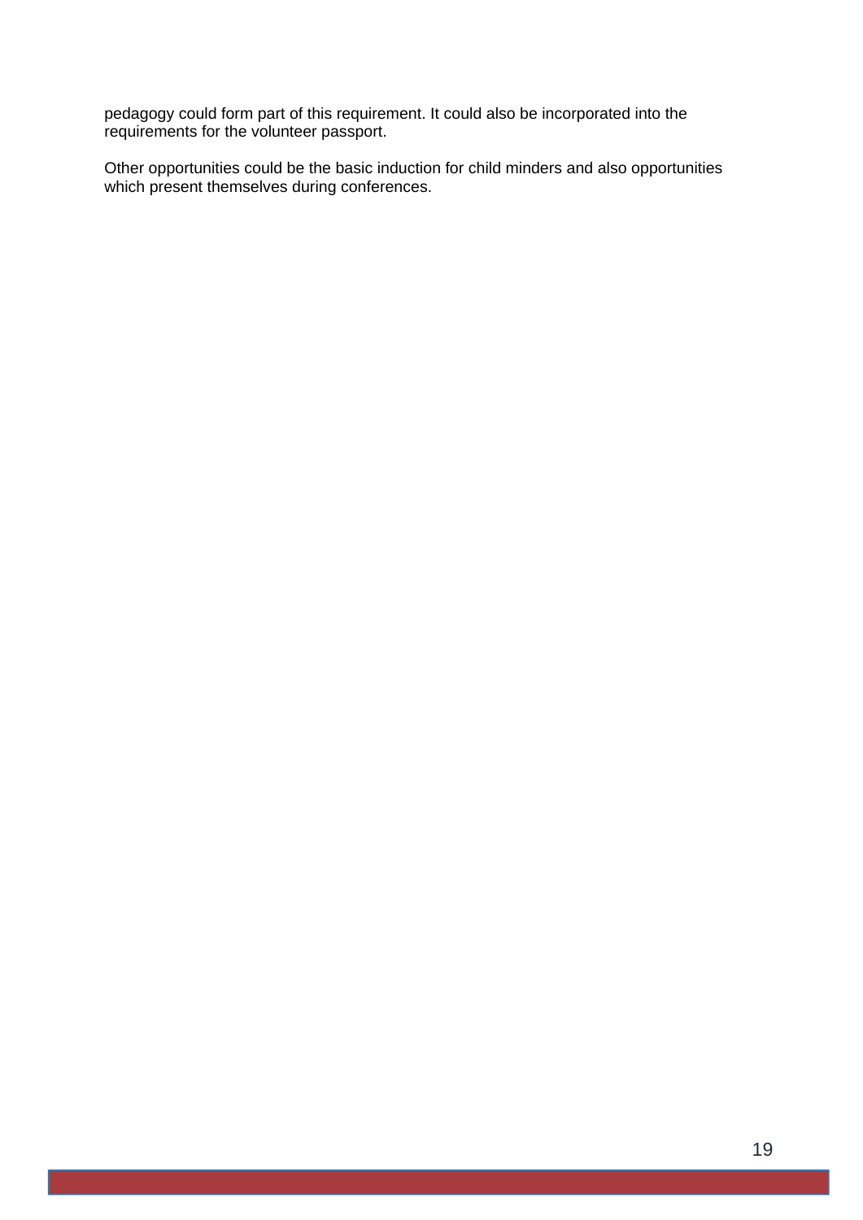pedagogy could form part of this requirement. It could also be incorporated into the requirements for the volunteer passport.

Other opportunities could be the basic induction for child minders and also opportunities which present themselves during conferences.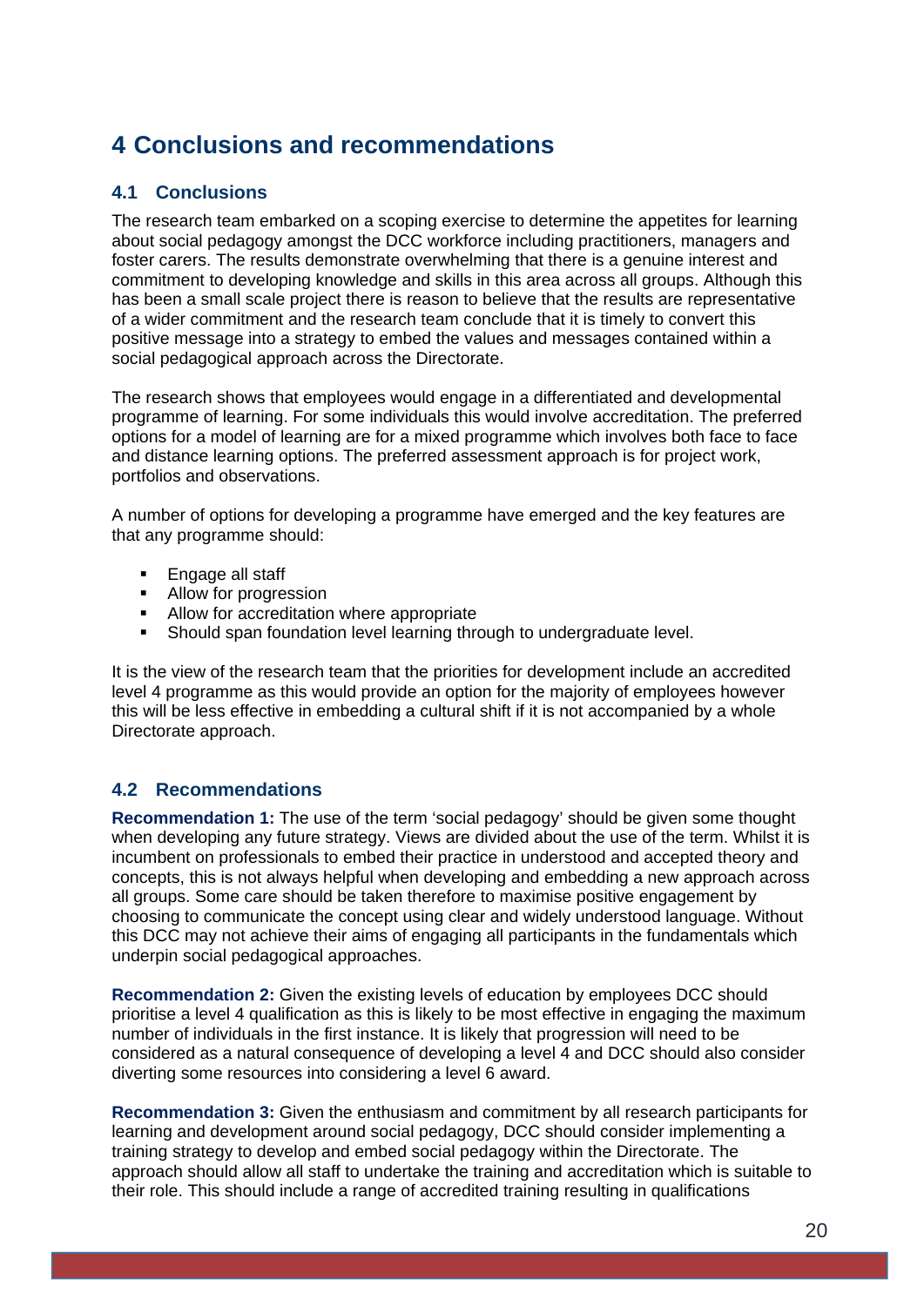# 4 Conclusions and recommendations

## 4.1 Conclusions

The research team embarked on a scoping exercise to determine the appetites for learning about social pedagogy amongst the DCC workforce including practitioners, managers and foster carers. The results demonstrate overwhelming that there is a genuine interest and commitment to developing knowledge and skills in this area across all groups. Although this has been a small scale project there is reason to believe that the results are representative of a wider commitment and the research team conclude that it is timely to convert this positive message into a strategy to embed the values and messages contained within a social pedagogical approach across the Directorate.

The research shows that employees would engage in a differentiated and developmental programme of learning. For some individuals this would involve accreditation. The preferred options for a model of learning are for a mixed programme which involves both face to face and distance learning options. The preferred assessment approach is for project work, portfolios and observations.

A number of options for developing a programme have emerged and the key features are that any programme should:

- Engage all staff
- Allow for progression
- Allow for accreditation where appropriate
- Should span foundation level learning through to undergraduate level.

It is the view of the research team that the priorities for development include an accredited level 4 programme as this would provide an option for the majority of employees however this will be less effective in embedding a cultural shift if it is not accompanied by a whole Directorate approach.

## 4.2 Recommendations

**Recommendation 1:** The use of the term 'social pedagogy' should be given some thought when developing any future strategy. Views are divided about the use of the term. Whilst it is incumbent on professionals to embed their practice in understood and accepted theory and concepts, this is not always helpful when developing and embedding a new approach across all groups. Some care should be taken therefore to maximise positive engagement by choosing to communicate the concept using clear and widely understood language. Without this DCC may not achieve their aims of engaging all participants in the fundamentals which underpin social pedagogical approaches.

**Recommendation 2:** Given the existing levels of education by employees DCC should prioritise a level 4 qualification as this is likely to be most effective in engaging the maximum number of individuals in the first instance. It is likely that progression will need to be considered as a natural consequence of developing a level 4 and DCC should also consider diverting some resources into considering a level 6 award.

**Recommendation 3:** Given the enthusiasm and commitment by all research participants for learning and development around social pedagogy, DCC should consider implementing a training strategy to develop and embed social pedagogy within the Directorate. The approach should allow all staff to undertake the training and accreditation which is suitable to their role. This should include a range of accredited training resulting in qualifications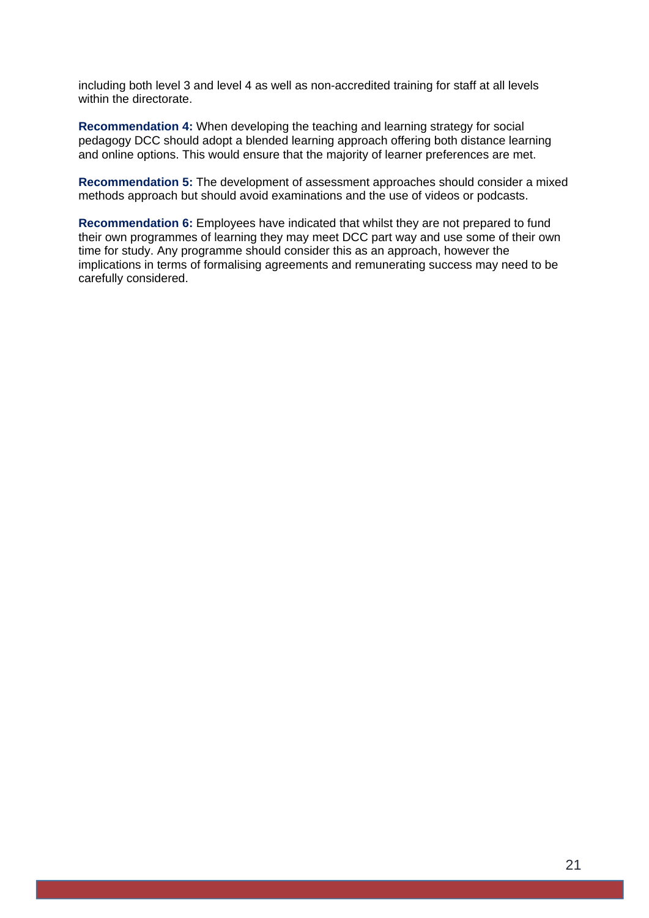including both level 3 and level 4 as well as non-accredited training for staff at all levels within the directorate.

**Recommendation 4:** When developing the teaching and learning strategy for social pedagogy DCC should adopt a blended learning approach offering both distance learning and online options. This would ensure that the majority of learner preferences are met.

**Recommendation 5:** The development of assessment approaches should consider a mixed methods approach but should avoid examinations and the use of videos or podcasts.

**Recommendation 6:** Employees have indicated that whilst they are not prepared to fund their own programmes of learning they may meet DCC part way and use some of their own time for study. Any programme should consider this as an approach, however the implications in terms of formalising agreements and remunerating success may need to be carefully considered.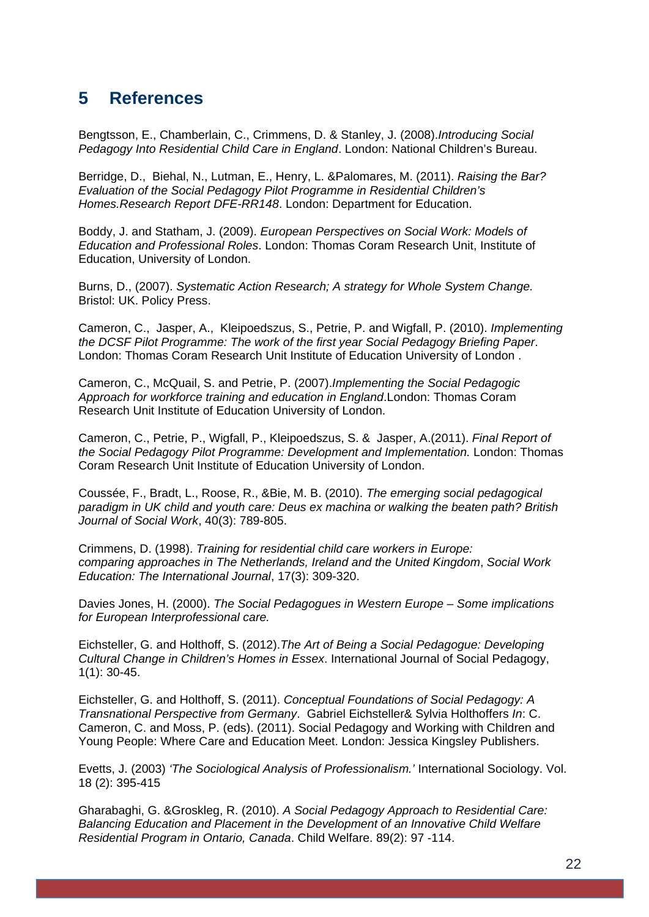# 5 References

Bengtsson, E., Chamberlain, C., Crimmens, D. & Stanley, J. (2008).*Introducing Social Pedagogy Into Residential Child Care in England*. London: National Children's Bureau.

Berridge, D., Biehal, N., Lutman, E., Henry, L. &Palomares, M. (2011). *Raising the Bar? Evaluation of the Social Pedagogy Pilot Programme in Residential Children's Homes.Research Report DFE-RR148*. London: Department for Education.

Boddy, J. and Statham, J. (2009). *European Perspectives on Social Work: Models of Education and Professional Roles*. London: Thomas Coram Research Unit, Institute of Education, University of London.

Burns, D., (2007). *Systematic Action Research; A strategy for Whole System Change.* Bristol: UK. Policy Press.

Cameron, C., Jasper, A., Kleipoedszus, S., Petrie, P. and Wigfall, P. (2010). *Implementing the DCSF Pilot Programme: The work of the first year Social Pedagogy Briefing Paper*. London: Thomas Coram Research Unit Institute of Education University of London .

Cameron, C., McQuail, S. and Petrie, P. (2007).*Implementing the Social Pedagogic Approach for workforce training and education in England*.London: Thomas Coram Research Unit Institute of Education University of London.

Cameron, C., Petrie, P., Wigfall, P., Kleipoedszus, S. & Jasper, A.(2011). *Final Report of the Social Pedagogy Pilot Programme: Development and Implementation.* London: Thomas Coram Research Unit Institute of Education University of London.

Coussée, F., Bradt, L., Roose, R., &Bie, M. B. (2010). *The emerging social pedagogical paradigm in UK child and youth care: Deus ex machina or walking the beaten path? British Journal of Social Work*, 40(3): 789-805.

Crimmens, D. (1998). *Training for residential child care workers in Europe: comparing approaches in The Netherlands, Ireland and the United Kingdom*, *Social Work Education: The International Journal*, 17(3): 309-320.

Davies Jones, H. (2000). *The Social Pedagogues in Western Europe – Some implications for European Interprofessional care.*

Eichsteller, G. and Holthoff, S. (2012).*The Art of Being a Social Pedagogue: Developing Cultural Change in Children's Homes in Essex*. International Journal of Social Pedagogy, 1(1): 30-45.

Eichsteller, G. and Holthoff, S. (2011). *Conceptual Foundations of Social Pedagogy: A Transnational Perspective from Germany*. Gabriel Eichsteller& Sylvia Holthoffers *In*: C. Cameron, C. and Moss, P. (eds). (2011). Social Pedagogy and Working with Children and Young People: Where Care and Education Meet. London: Jessica Kingsley Publishers.

Evetts, J. (2003) *'The Sociological Analysis of Professionalism.'* International Sociology. Vol. 18 (2): 395-415

Gharabaghi, G. &Groskleg, R. (2010). *A Social Pedagogy Approach to Residential Care: Balancing Education and Placement in the Development of an Innovative Child Welfare Residential Program in Ontario, Canada*. Child Welfare. 89(2): 97 -114.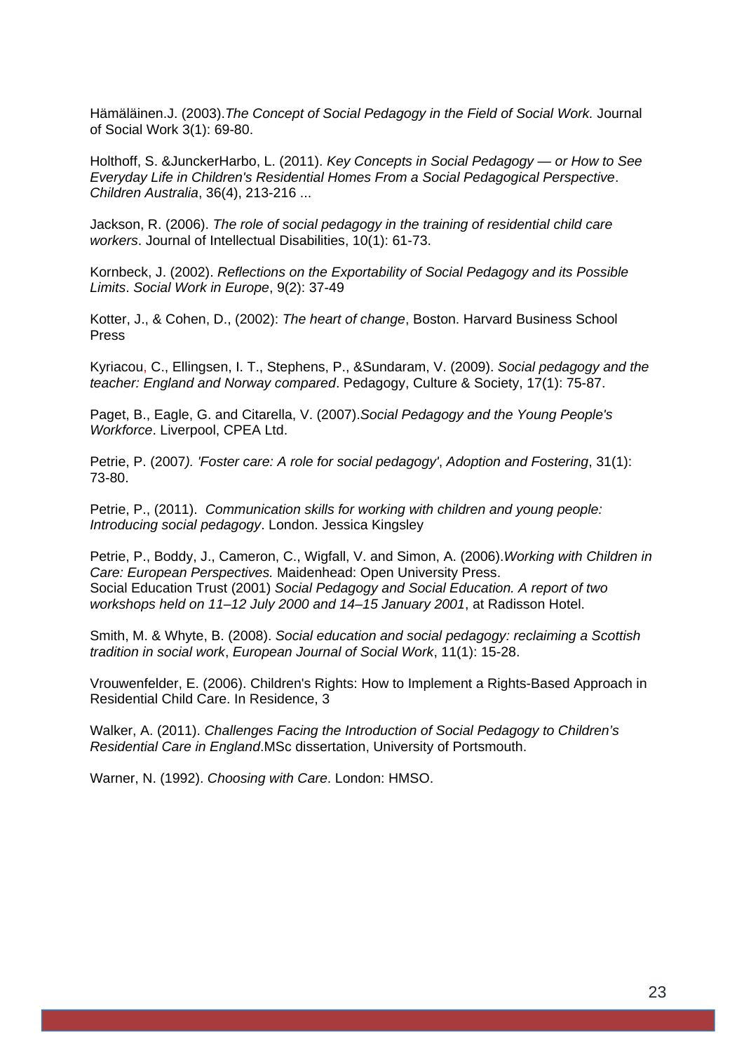Hämäläinen.J. (2003).*The Concept of Social Pedagogy in the Field of Social Work.* Journal of Social Work 3(1): 69-80.

Holthoff, S. &JunckerHarbo, L. (2011). *Key Concepts in Social Pedagogy — or How to See Everyday Life in Children's Residential Homes From a Social Pedagogical Perspective*. *Children Australia*, 36(4), 213-216 ...

Jackson, R. (2006). *The role of social pedagogy in the training of residential child care workers*. Journal of Intellectual Disabilities, 10(1): 61-73.

Kornbeck, J. (2002). *Reflections on the Exportability of Social Pedagogy and its Possible Limits*. *Social Work in Europe*, 9(2): 37-49

Kotter, J., & Cohen, D., (2002): *The heart of change*, Boston. Harvard Business School Press

Kyriacou, C., Ellingsen, I. T., Stephens, P., &Sundaram, V. (2009). *Social pedagogy and the teacher: England and Norway compared*. Pedagogy, Culture & Society, 17(1): 75-87.

Paget, B., Eagle, G. and Citarella, V. (2007).*Social Pedagogy and the Young People's Workforce*. Liverpool, CPEA Ltd.

Petrie, P. (2007*). 'Foster care: A role for social pedagogy'*, *Adoption and Fostering*, 31(1): 73-80.

Petrie, P., (2011). *Communication skills for working with children and young people: Introducing social pedagogy*. London. Jessica Kingsley

Petrie, P., Boddy, J., Cameron, C., Wigfall, V. and Simon, A. (2006).*Working with Children in Care: European Perspectives.* Maidenhead: Open University Press.
Social Education Trust (2001) *Social Pedagogy and Social Education. A report of two workshops held on 11–12 July 2000 and 14–15 January 2001*, at Radisson Hotel.

Smith, M. & Whyte, B. (2008). *Social education and social pedagogy: reclaiming a Scottish tradition in social work*, *European Journal of Social Work*, 11(1): 15-28.

Vrouwenfelder, E. (2006). Children's Rights: How to Implement a Rights-Based Approach in Residential Child Care. In Residence, 3

Walker, A. (2011). *Challenges Facing the Introduction of Social Pedagogy to Children's Residential Care in England*.MSc dissertation, University of Portsmouth.

Warner, N. (1992). *Choosing with Care*. London: HMSO.